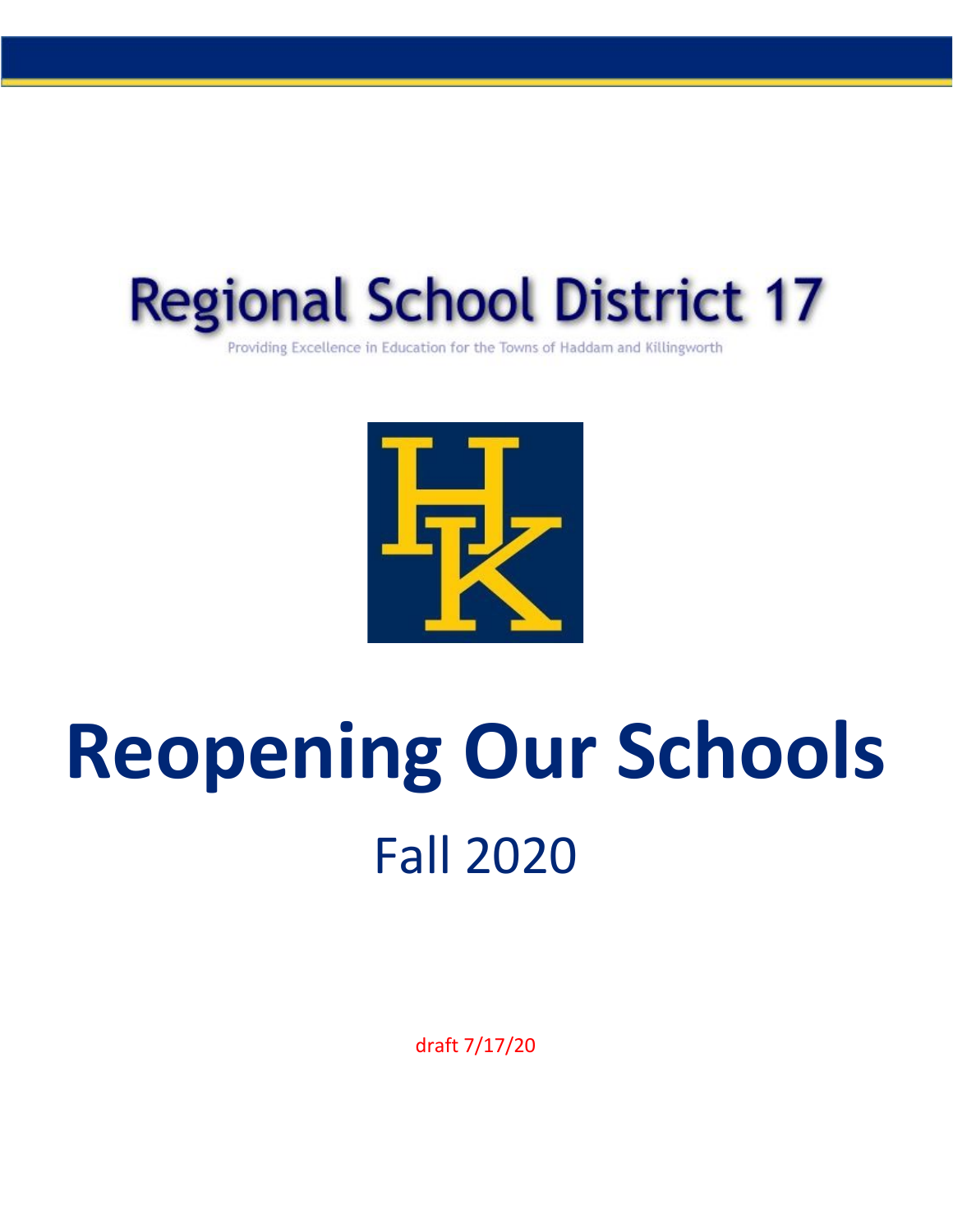# Regional School District 17

Providing Excellence in Education for the Towns of Haddam and Killingworth

# Reopening Our Schools

## Fall 2020

draft 7/17/20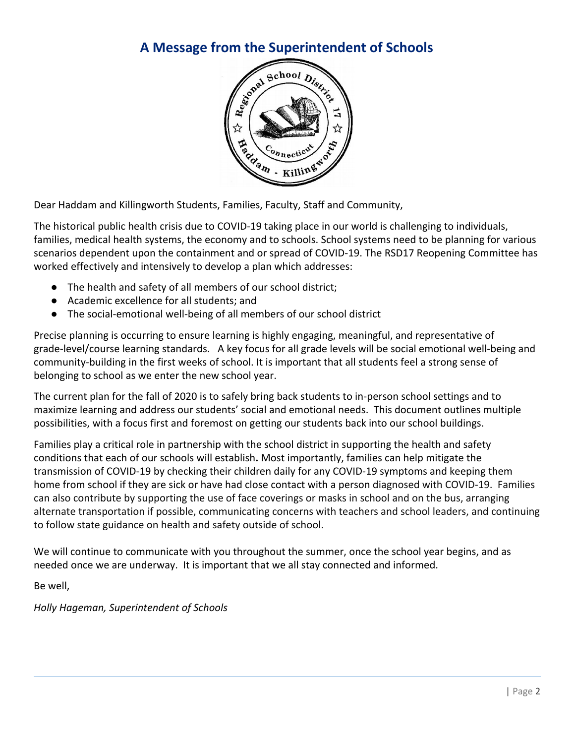# A Message from the Superintendent of Schools

Dear Haddam and Killingworth Students, Families, Faculty, Staff and Community,

The historical public health crisis due to COVID-19 taking place in our world is challenging to individuals, families, medical health systems, the economy and to schools. School systems need to be planning for various scenarios dependent upon the containment and or spread of COVID-19. The RSD17 Reopening Committee has worked effectively and intensively to develop a plan which addresses:

- The health and safety of all members of our school district;
- Academic excellence for all students; and
- The social-emotional well-being of all members of our school district

Precise planning is occurring to ensure learning is highly engaging, meaningful, and representative of grade-level/course learning standards. A key focus for all grade levels will be social emotional well-being and community-building in the first weeks of school. It is important that all students feel a strong sense of belonging to school as we enter the new school year.

The current plan for the fall of 2020 is to safely bring back students to in-person school settings and to maximize learning and address our students' social and emotional needs. This document outlines multiple possibilities, with a focus first and foremost on getting our students back into our school buildings.

Families play a critical role in partnership with the school district in supporting the health and safety conditions that each of our schools will establish**.** Most importantly, families can help mitigate the transmission of COVID-19 by checking their children daily for any COVID-19 symptoms and keeping them home from school if they are sick or have had close contact with a person diagnosed with COVID-19. Families can also contribute by supporting the use of face coverings or masks in school and on the bus, arranging alternate transportation if possible, communicating concerns with teachers and school leaders, and continuing to follow state guidance on health and safety outside of school.

We will continue to communicate with you throughout the summer, once the school year begins, and as needed once we are underway. It is important that we all stay connected and informed.

Be well,

*Holly Hageman, Superintendent of Schools*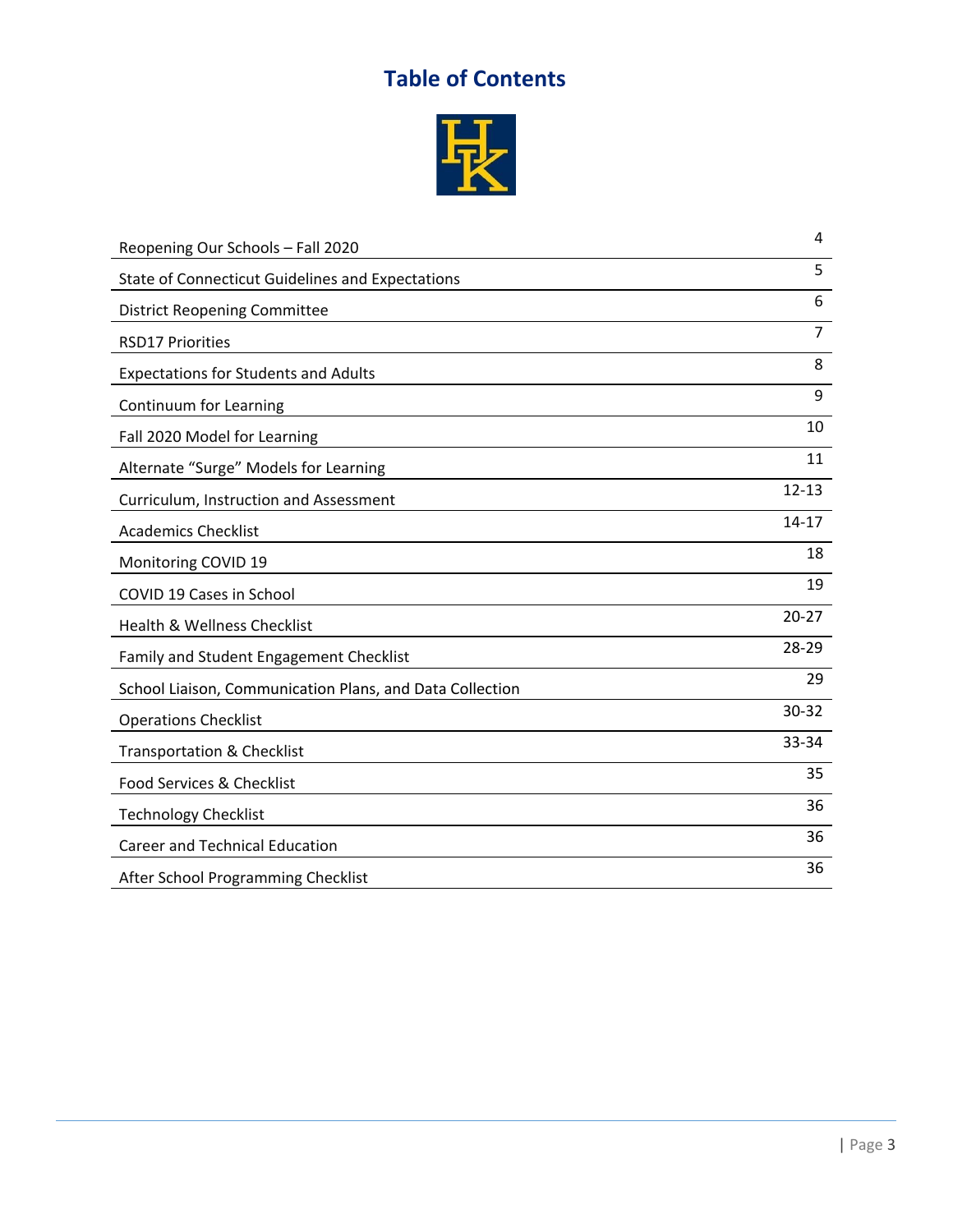# Table of Contents

| Section | Page |
| --- | --- |
| Reopening Our Schools – Fall 2020 | 4 |
| State of Connecticut Guidelines and Expectations | 5 |
| District Reopening Committee | 6 |
| RSD17 Priorities | 7 |
| Expectations for Students and Adults | 8 |
| Continuum for Learning | 9 |
| Fall 2020 Model for Learning | 10 |
| Alternate "Surge" Models for Learning | 11 |
| Curriculum, Instruction and Assessment | 12-13 |
| Academics Checklist | 14-17 |
| Monitoring COVID 19 | 18 |
| COVID 19 Cases in School | 19 |
| Health & Wellness Checklist | 20-27 |
| Family and Student Engagement Checklist | 28-29 |
| School Liaison, Communication Plans, and Data Collection | 29 |
| Operations Checklist | 30-32 |
| Transportation & Checklist | 33-34 |
| Food Services & Checklist | 35 |
| Technology Checklist | 36 |
| Career and Technical Education | 36 |
| After School Programming Checklist | 36 |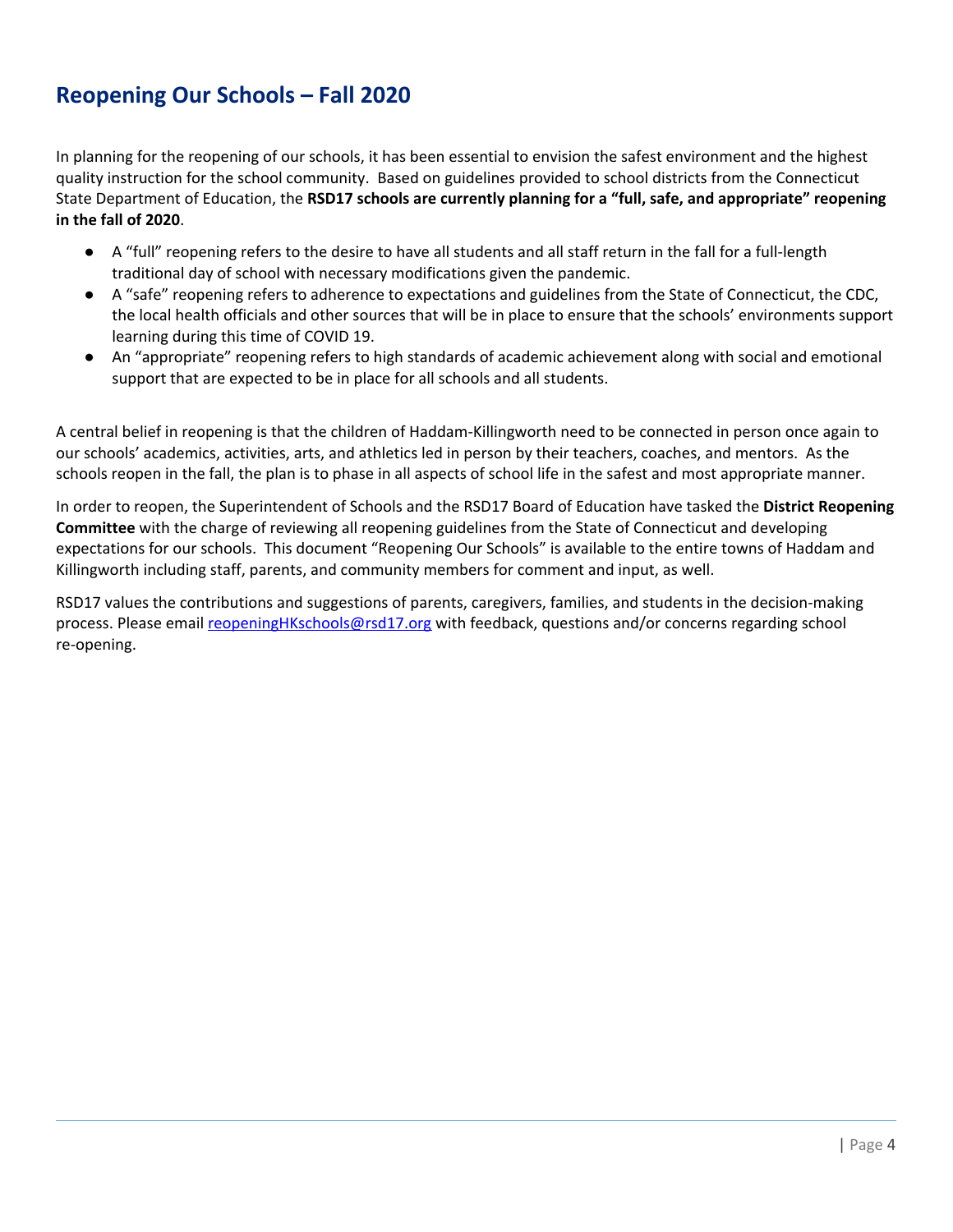## Reopening Our Schools – Fall 2020

In planning for the reopening of our schools, it has been essential to envision the safest environment and the highest quality instruction for the school community. Based on guidelines provided to school districts from the Connecticut State Department of Education, the **RSD17 schools are currently planning for a "full, safe, and appropriate" reopening in the fall of 2020**.

- A "full" reopening refers to the desire to have all students and all staff return in the fall for a full-length traditional day of school with necessary modifications given the pandemic.
- A "safe" reopening refers to adherence to expectations and guidelines from the State of Connecticut, the CDC, the local health officials and other sources that will be in place to ensure that the schools' environments support learning during this time of COVID 19.
- An "appropriate" reopening refers to high standards of academic achievement along with social and emotional support that are expected to be in place for all schools and all students.

A central belief in reopening is that the children of Haddam-Killingworth need to be connected in person once again to our schools' academics, activities, arts, and athletics led in person by their teachers, coaches, and mentors. As the schools reopen in the fall, the plan is to phase in all aspects of school life in the safest and most appropriate manner.

In order to reopen, the Superintendent of Schools and the RSD17 Board of Education have tasked the **District Reopening Committee** with the charge of reviewing all reopening guidelines from the State of Connecticut and developing expectations for our schools. This document "Reopening Our Schools" is available to the entire towns of Haddam and Killingworth including staff, parents, and community members for comment and input, as well.

RSD17 values the contributions and suggestions of parents, caregivers, families, and students in the decision-making process. Please email reopeningHKschools@rsd17.org with feedback, questions and/or concerns regarding school re-opening.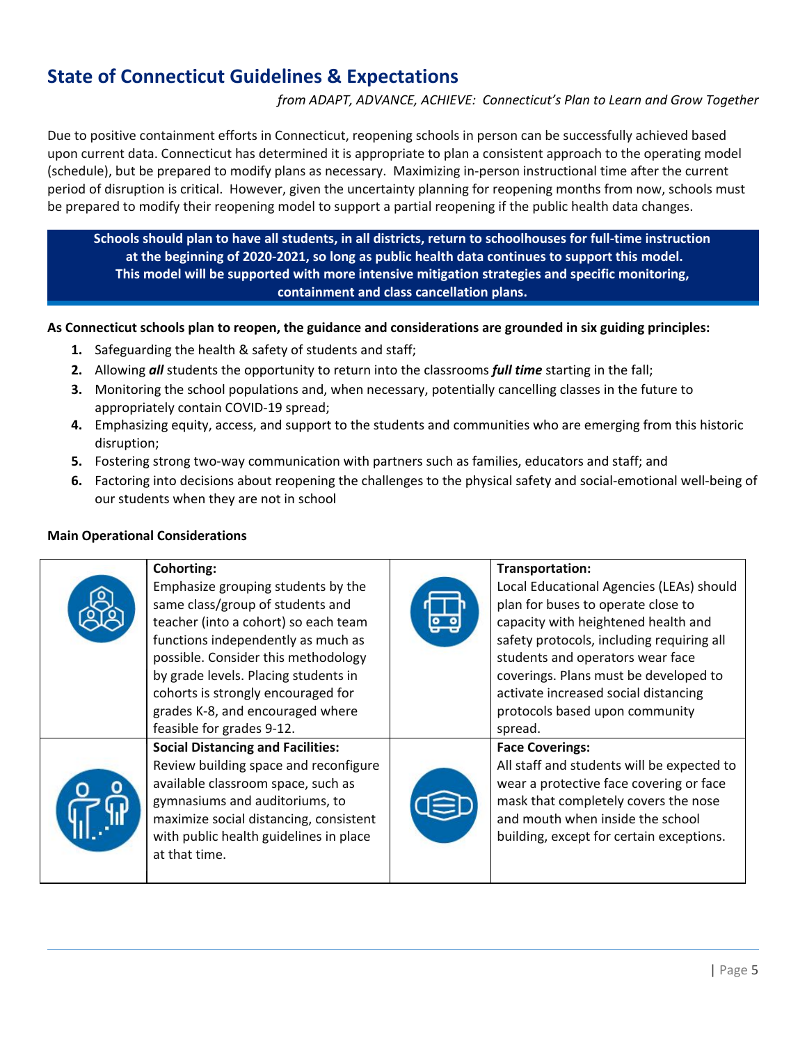## State of Connecticut Guidelines & Expectations

*from ADAPT, ADVANCE, ACHIEVE: Connecticut's Plan to Learn and Grow Together*

Due to positive containment efforts in Connecticut, reopening schools in person can be successfully achieved based upon current data. Connecticut has determined it is appropriate to plan a consistent approach to the operating model (schedule), but be prepared to modify plans as necessary. Maximizing in-person instructional time after the current period of disruption is critical. However, given the uncertainty planning for reopening months from now, schools must be prepared to modify their reopening model to support a partial reopening if the public health data changes.

**Schools should plan to have all students, in all districts, return to schoolhouses for full-time instruction at the beginning of 2020-2021, so long as public health data continues to support this model. This model will be supported with more intensive mitigation strategies and specific monitoring, containment and class cancellation plans.**

**As Connecticut schools plan to reopen, the guidance and considerations are grounded in six guiding principles:**

1. Safeguarding the health & safety of students and staff;
2. Allowing ***all*** students the opportunity to return into the classrooms ***full time*** starting in the fall;
3. Monitoring the school populations and, when necessary, potentially cancelling classes in the future to appropriately contain COVID-19 spread;
4. Emphasizing equity, access, and support to the students and communities who are emerging from this historic disruption;
5. Fostering strong two-way communication with partners such as families, educators and staff; and
6. Factoring into decisions about reopening the challenges to the physical safety and social-emotional well-being of our students when they are not in school

**Main Operational Considerations**

| | | | |
|---|---|---|---|
| | **Cohorting:** Emphasize grouping students by the same class/group of students and teacher (into a cohort) so each team functions independently as much as possible. Consider this methodology by grade levels. Placing students in cohorts is strongly encouraged for grades K-8, and encouraged where feasible for grades 9-12. | | **Transportation:** Local Educational Agencies (LEAs) should plan for buses to operate close to capacity with heightened health and safety protocols, including requiring all students and operators wear face coverings. Plans must be developed to activate increased social distancing protocols based upon community spread. |
| | **Social Distancing and Facilities:** Review building space and reconfigure available classroom space, such as gymnasiums and auditoriums, to maximize social distancing, consistent with public health guidelines in place at that time. | | **Face Coverings:** All staff and students will be expected to wear a protective face covering or face mask that completely covers the nose and mouth when inside the school building, except for certain exceptions. |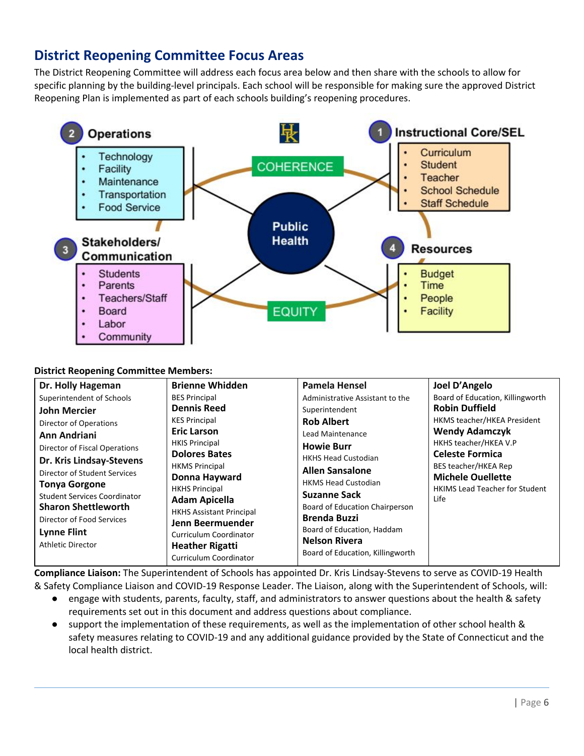## District Reopening Committee Focus Areas

The District Reopening Committee will address each focus area below and then share with the schools to allow for specific planning by the building-level principals. Each school will be responsible for making sure the approved District Reopening Plan is implemented as part of each schools building's reopening procedures.

**1 Instructional Core/SEL**
- Curriculum
- Student
- Teacher
- School Schedule
- Staff Schedule

**2 Operations**
- Technology
- Facility
- Maintenance
- Transportation
- Food Service

**3 Stakeholders/ Communication**
- Students
- Parents
- Teachers/Staff
- Board
- Labor
- Community

**4 Resources**
- Budget
- Time
- People
- Facility

COHERENCE — Public Health — EQUITY

**District Reopening Committee Members:**

| | | | |
|---|---|---|---|
| **Dr. Holly Hageman**<br>Superintendent of Schools<br>**John Mercier**<br>Director of Operations<br>**Ann Andriani**<br>Director of Fiscal Operations<br>**Dr. Kris Lindsay-Stevens**<br>Director of Student Services<br>**Tonya Gorgone**<br>Student Services Coordinator<br>**Sharon Shettleworth**<br>Director of Food Services<br>**Lynne Flint**<br>Athletic Director | **Brienne Whidden**<br>BES Principal<br>**Dennis Reed**<br>KES Principal<br>**Eric Larson**<br>HKIS Principal<br>**Dolores Bates**<br>HKMS Principal<br>**Donna Hayward**<br>HKHS Principal<br>**Adam Apicella**<br>HKHS Assistant Principal<br>**Jenn Beermuender**<br>Curriculum Coordinator<br>**Heather Rigatti**<br>Curriculum Coordinator | **Pamela Hensel**<br>Administrative Assistant to the Superintendent<br>**Rob Albert**<br>Lead Maintenance<br>**Howie Burr**<br>HKHS Head Custodian<br>**Allen Sansalone**<br>HKMS Head Custodian<br>**Suzanne Sack**<br>Board of Education Chairperson<br>**Brenda Buzzi**<br>Board of Education, Haddam<br>**Nelson Rivera**<br>Board of Education, Killingworth | **Joel D'Angelo**<br>Board of Education, Killingworth<br>**Robin Duffield**<br>HKMS teacher/HKEA President<br>**Wendy Adamczyk**<br>HKHS teacher/HKEA V.P<br>**Celeste Formica**<br>BES teacher/HKEA Rep<br>**Michele Ouellette**<br>HKIMS Lead Teacher for Student Life |

**Compliance Liaison:** The Superintendent of Schools has appointed Dr. Kris Lindsay-Stevens to serve as COVID-19 Health & Safety Compliance Liaison and COVID-19 Response Leader. The Liaison, along with the Superintendent of Schools, will:

- engage with students, parents, faculty, staff, and administrators to answer questions about the health & safety requirements set out in this document and address questions about compliance.
- support the implementation of these requirements, as well as the implementation of other school health & safety measures relating to COVID-19 and any additional guidance provided by the State of Connecticut and the local health district.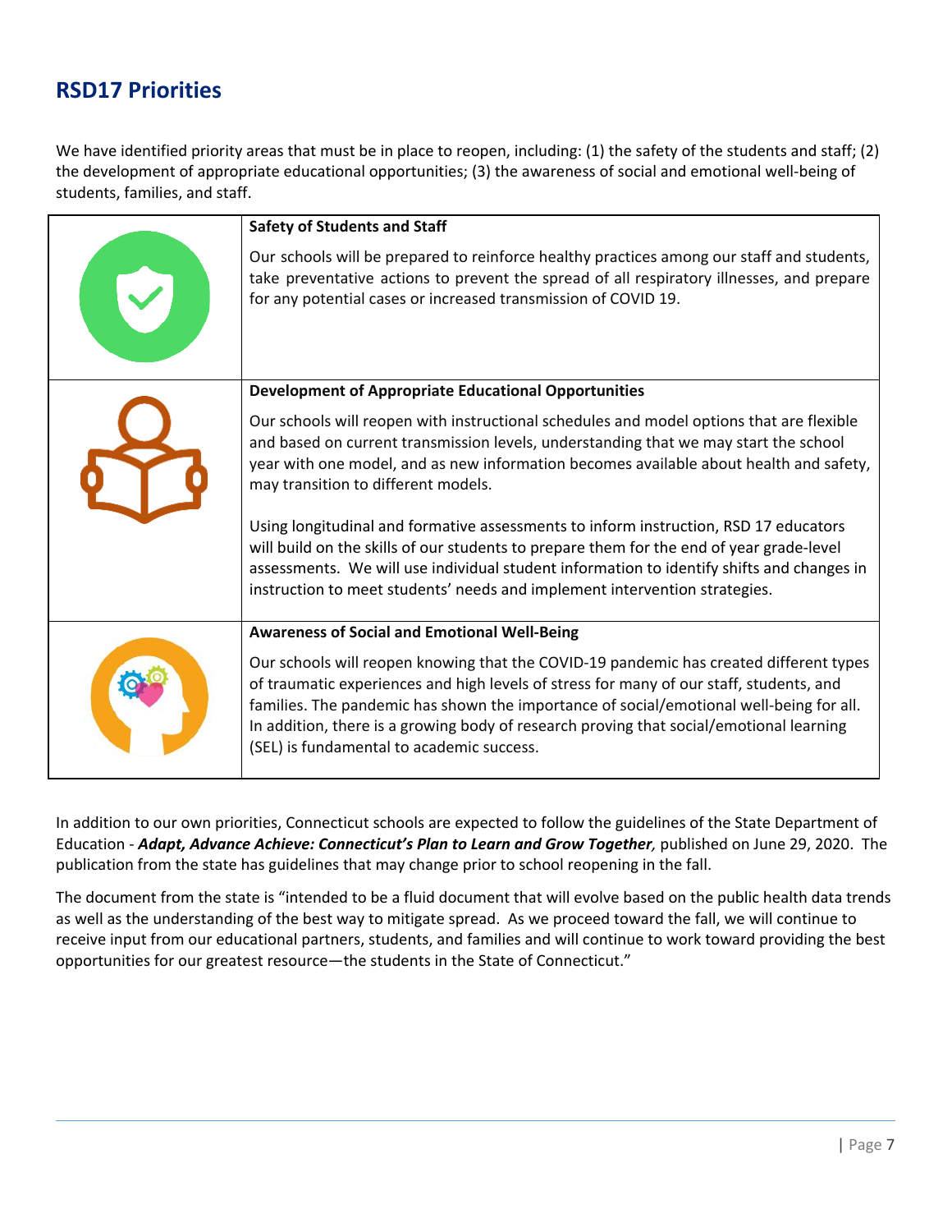## RSD17 Priorities

We have identified priority areas that must be in place to reopen, including: (1) the safety of the students and staff; (2) the development of appropriate educational opportunities; (3) the awareness of social and emotional well-being of students, families, and staff.

| | |
|---|---|
| | **Safety of Students and Staff**<br><br>Our schools will be prepared to reinforce healthy practices among our staff and students, take preventative actions to prevent the spread of all respiratory illnesses, and prepare for any potential cases or increased transmission of COVID 19. |
| | **Development of Appropriate Educational Opportunities**<br><br>Our schools will reopen with instructional schedules and model options that are flexible and based on current transmission levels, understanding that we may start the school year with one model, and as new information becomes available about health and safety, may transition to different models.<br><br>Using longitudinal and formative assessments to inform instruction, RSD 17 educators will build on the skills of our students to prepare them for the end of year grade-level assessments. We will use individual student information to identify shifts and changes in instruction to meet students' needs and implement intervention strategies. |
| | **Awareness of Social and Emotional Well-Being**<br><br>Our schools will reopen knowing that the COVID-19 pandemic has created different types of traumatic experiences and high levels of stress for many of our staff, students, and families. The pandemic has shown the importance of social/emotional well-being for all. In addition, there is a growing body of research proving that social/emotional learning (SEL) is fundamental to academic success. |

In addition to our own priorities, Connecticut schools are expected to follow the guidelines of the State Department of Education - ***Adapt, Advance Achieve: Connecticut's Plan to Learn and Grow Together,*** published on June 29, 2020. The publication from the state has guidelines that may change prior to school reopening in the fall.

The document from the state is "intended to be a fluid document that will evolve based on the public health data trends as well as the understanding of the best way to mitigate spread. As we proceed toward the fall, we will continue to receive input from our educational partners, students, and families and will continue to work toward providing the best opportunities for our greatest resource—the students in the State of Connecticut."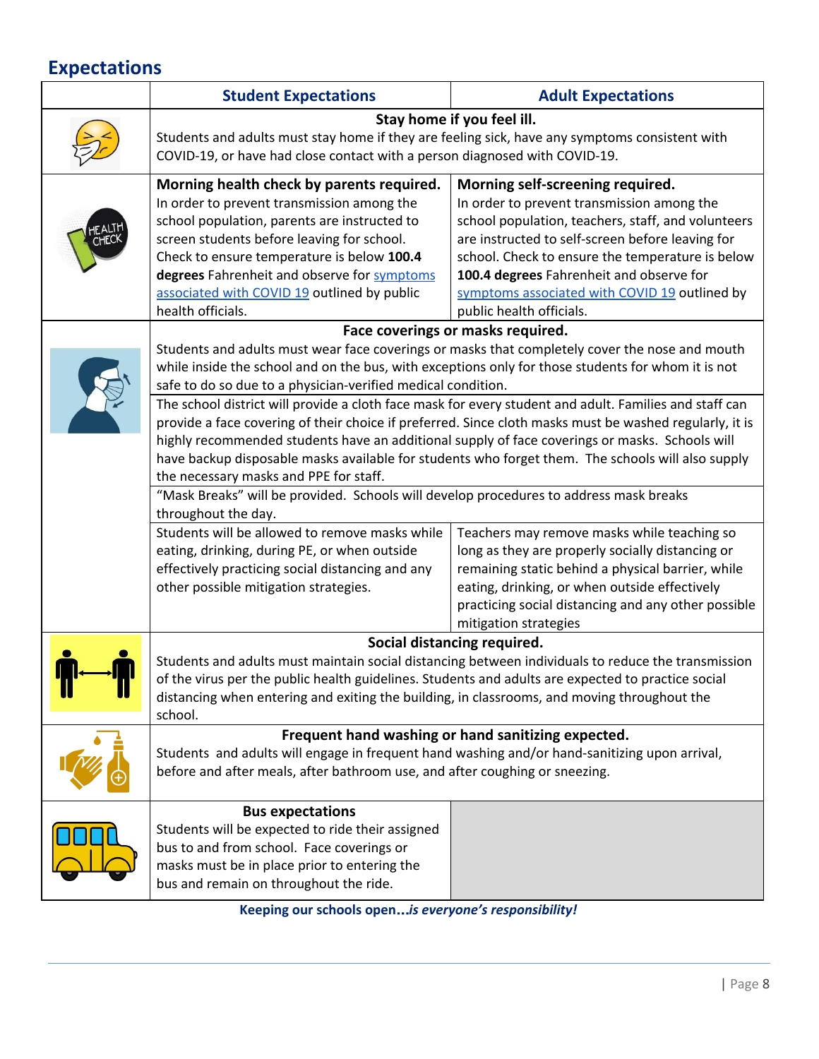## Expectations

| | Student Expectations | Adult Expectations |
|---|---|---|
| | **Stay home if you feel ill.** Students and adults must stay home if they are feeling sick, have any symptoms consistent with COVID-19, or have had close contact with a person diagnosed with COVID-19. | |
| | **Morning health check by parents required.** In order to prevent transmission among the school population, parents are instructed to screen students before leaving for school. Check to ensure temperature is below **100.4 degrees** Fahrenheit and observe for symptoms associated with COVID 19 outlined by public health officials. | **Morning self-screening required.** In order to prevent transmission among the school population, teachers, staff, and volunteers are instructed to self-screen before leaving for school. Check to ensure the temperature is below **100.4 degrees** Fahrenheit and observe for symptoms associated with COVID 19 outlined by public health officials. |
| | **Face coverings or masks required.** Students and adults must wear face coverings or masks that completely cover the nose and mouth while inside the school and on the bus, with exceptions only for those students for whom it is not safe to do so due to a physician-verified medical condition. | |
| | The school district will provide a cloth face mask for every student and adult. Families and staff can provide a face covering of their choice if preferred. Since cloth masks must be washed regularly, it is highly recommended students have an additional supply of face coverings or masks. Schools will have backup disposable masks available for students who forget them. The schools will also supply the necessary masks and PPE for staff. | |
| | "Mask Breaks" will be provided. Schools will develop procedures to address mask breaks throughout the day. | |
| | Students will be allowed to remove masks while eating, drinking, during PE, or when outside effectively practicing social distancing and any other possible mitigation strategies. | Teachers may remove masks while teaching so long as they are properly socially distancing or remaining static behind a physical barrier, while eating, drinking, or when outside effectively practicing social distancing and any other possible mitigation strategies |
| | **Social distancing required.** Students and adults must maintain social distancing between individuals to reduce the transmission of the virus per the public health guidelines. Students and adults are expected to practice social distancing when entering and exiting the building, in classrooms, and moving throughout the school. | |
| | **Frequent hand washing or hand sanitizing expected.** Students and adults will engage in frequent hand washing and/or hand-sanitizing upon arrival, before and after meals, after bathroom use, and after coughing or sneezing. | |
| | **Bus expectations** Students will be expected to ride their assigned bus to and from school. Face coverings or masks must be in place prior to entering the bus and remain on throughout the ride. | |

**Keeping our schools open...*is everyone's responsibility!***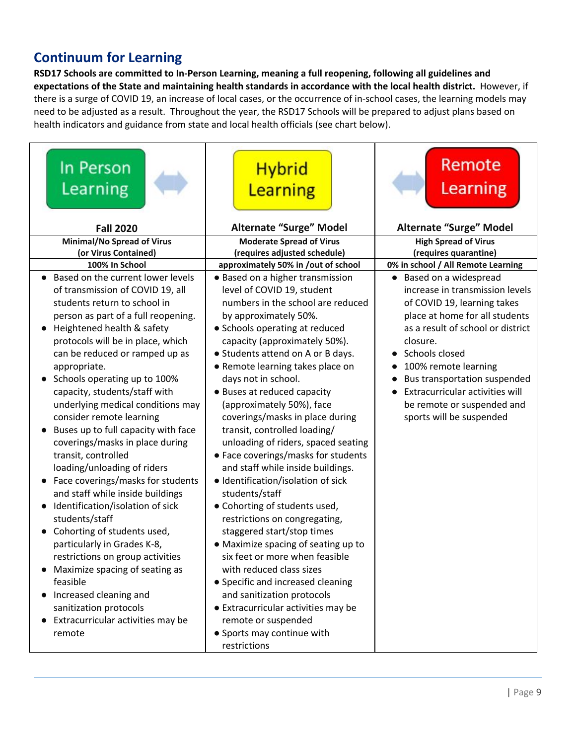## Continuum for Learning

**RSD17 Schools are committed to In-Person Learning, meaning a full reopening, following all guidelines and expectations of the State and maintaining health standards in accordance with the local health district.** However, if there is a surge of COVID 19, an increase of local cases, or the occurrence of in-school cases, the learning models may need to be adjusted as a result. Throughout the year, the RSD17 Schools will be prepared to adjust plans based on health indicators and guidance from state and local health officials (see chart below).

| In Person Learning ⟷ | Hybrid Learning | ⟷ Remote Learning |
|---|---|---|
| **Fall 2020** | **Alternate "Surge" Model** | **Alternate "Surge" Model** |
| **Minimal/No Spread of Virus (or Virus Contained)** | **Moderate Spread of Virus (requires adjusted schedule)** | **High Spread of Virus (requires quarantine)** |
| **100% In School** | **approximately 50% in /out of school** | **0% in school / All Remote Learning** |
| • Based on the current lower levels of transmission of COVID 19, all students return to school in person as part of a full reopening.<br>• Heightened health & safety protocols will be in place, which can be reduced or ramped up as appropriate.<br>• Schools operating up to 100% capacity, students/staff with underlying medical conditions may consider remote learning<br>• Buses up to full capacity with face coverings/masks in place during transit, controlled loading/unloading of riders<br>• Face coverings/masks for students and staff while inside buildings<br>• Identification/isolation of sick students/staff<br>• Cohorting of students used, particularly in Grades K-8, restrictions on group activities<br>• Maximize spacing of seating as feasible<br>• Increased cleaning and sanitization protocols<br>• Extracurricular activities may be remote | • Based on a higher transmission level of COVID 19, student numbers in the school are reduced by approximately 50%.<br>• Schools operating at reduced capacity (approximately 50%).<br>• Students attend on A or B days.<br>• Remote learning takes place on days not in school.<br>• Buses at reduced capacity (approximately 50%), face coverings/masks in place during transit, controlled loading/ unloading of riders, spaced seating<br>• Face coverings/masks for students and staff while inside buildings.<br>• Identification/isolation of sick students/staff<br>• Cohorting of students used, restrictions on congregating, staggered start/stop times<br>• Maximize spacing of seating up to six feet or more when feasible with reduced class sizes<br>• Specific and increased cleaning and sanitization protocols<br>• Extracurricular activities may be remote or suspended<br>• Sports may continue with restrictions | • Based on a widespread increase in transmission levels of COVID 19, learning takes place at home for all students as a result of school or district closure.<br>• Schools closed<br>• 100% remote learning<br>• Bus transportation suspended<br>• Extracurricular activities will be remote or suspended and sports will be suspended |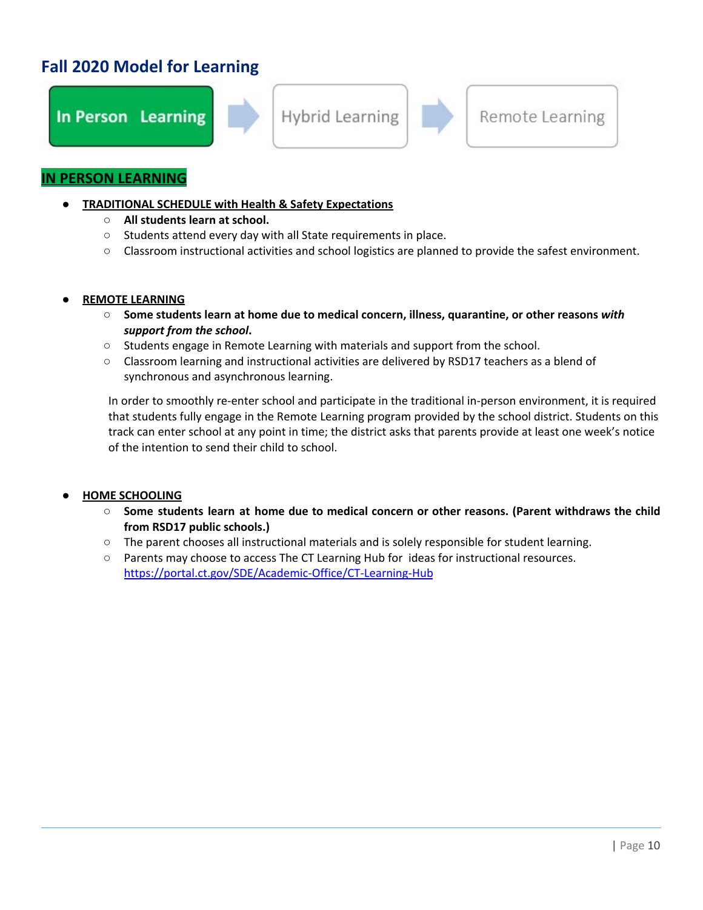## Fall 2020 Model for Learning

**In Person Learning** → Hybrid Learning → Remote Learning

### IN PERSON LEARNING

- **TRADITIONAL SCHEDULE with Health & Safety Expectations**
  - **All students learn at school.**
  - Students attend every day with all State requirements in place.
  - Classroom instructional activities and school logistics are planned to provide the safest environment.

- **REMOTE LEARNING**
  - **Some students learn at home due to medical concern, illness, quarantine, or other reasons *with support from the school*.**
  - Students engage in Remote Learning with materials and support from the school.
  - Classroom learning and instructional activities are delivered by RSD17 teachers as a blend of synchronous and asynchronous learning.

  In order to smoothly re-enter school and participate in the traditional in-person environment, it is required that students fully engage in the Remote Learning program provided by the school district. Students on this track can enter school at any point in time; the district asks that parents provide at least one week's notice of the intention to send their child to school.

- **HOME SCHOOLING**
  - **Some students learn at home due to medical concern or other reasons. (Parent withdraws the child from RSD17 public schools.)**
  - The parent chooses all instructional materials and is solely responsible for student learning.
  - Parents may choose to access The CT Learning Hub for ideas for instructional resources. https://portal.ct.gov/SDE/Academic-Office/CT-Learning-Hub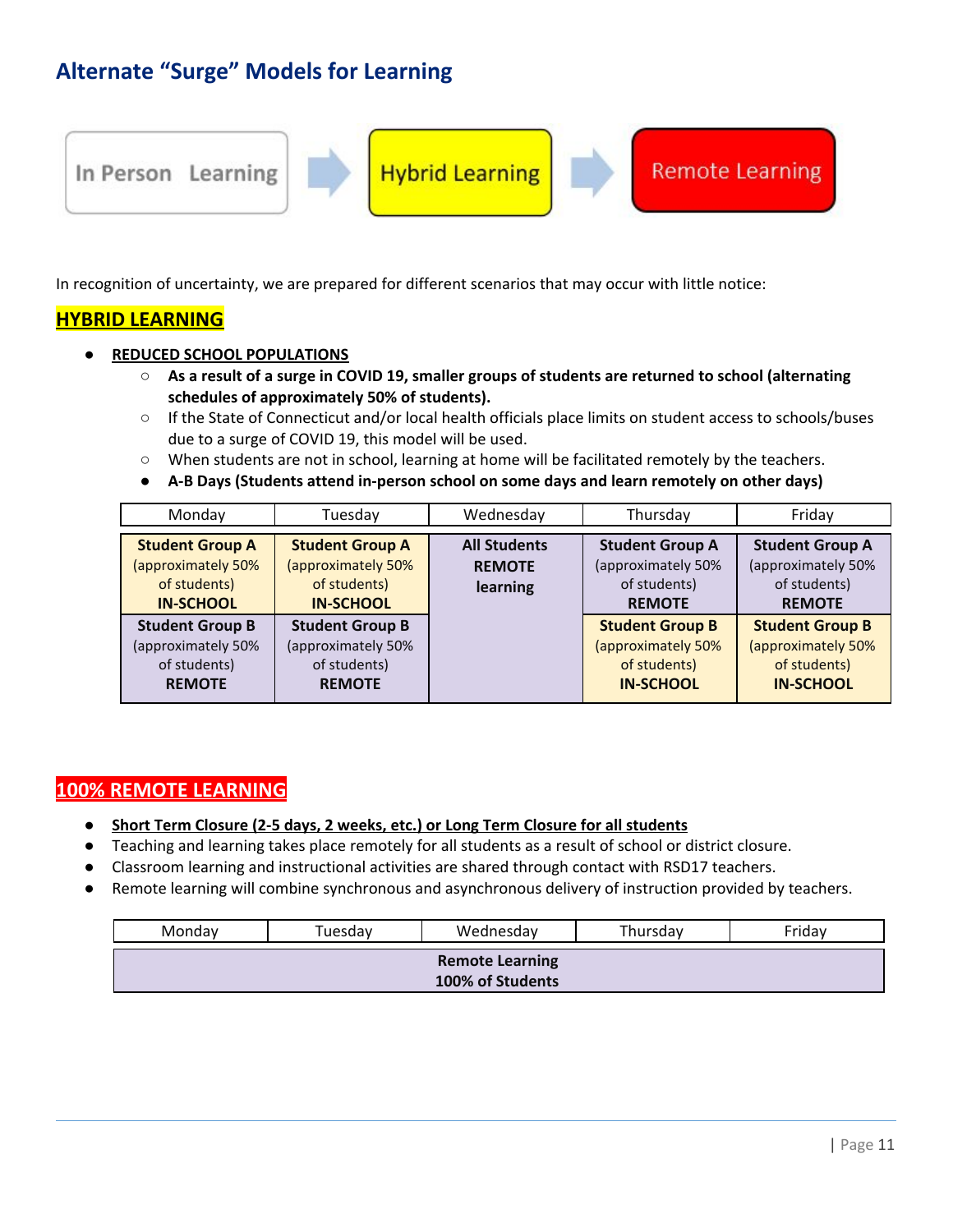## Alternate "Surge" Models for Learning

In Person Learning → Hybrid Learning → Remote Learning

In recognition of uncertainty, we are prepared for different scenarios that may occur with little notice:

### HYBRID LEARNING

- **REDUCED SCHOOL POPULATIONS**
  - **As a result of a surge in COVID 19, smaller groups of students are returned to school (alternating schedules of approximately 50% of students).**
  - If the State of Connecticut and/or local health officials place limits on student access to schools/buses due to a surge of COVID 19, this model will be used.
  - When students are not in school, learning at home will be facilitated remotely by the teachers.
  - **A-B Days (Students attend in-person school on some days and learn remotely on other days)**

| Monday | Tuesday | Wednesday | Thursday | Friday |
|---|---|---|---|---|
| **Student Group A** (approximately 50% of students) **IN-SCHOOL** | **Student Group A** (approximately 50% of students) **IN-SCHOOL** | **All Students REMOTE learning** | **Student Group A** (approximately 50% of students) **REMOTE** | **Student Group A** (approximately 50% of students) **REMOTE** |
| **Student Group B** (approximately 50% of students) **REMOTE** | **Student Group B** (approximately 50% of students) **REMOTE** | | **Student Group B** (approximately 50% of students) **IN-SCHOOL** | **Student Group B** (approximately 50% of students) **IN-SCHOOL** |

### 100% REMOTE LEARNING

- **Short Term Closure (2-5 days, 2 weeks, etc.) or Long Term Closure for all students**
- Teaching and learning takes place remotely for all students as a result of school or district closure.
- Classroom learning and instructional activities are shared through contact with RSD17 teachers.
- Remote learning will combine synchronous and asynchronous delivery of instruction provided by teachers.

| Monday | Tuesday | Wednesday | Thursday | Friday |
|---|---|---|---|---|
| **Remote Learning 100% of Students** | | | | |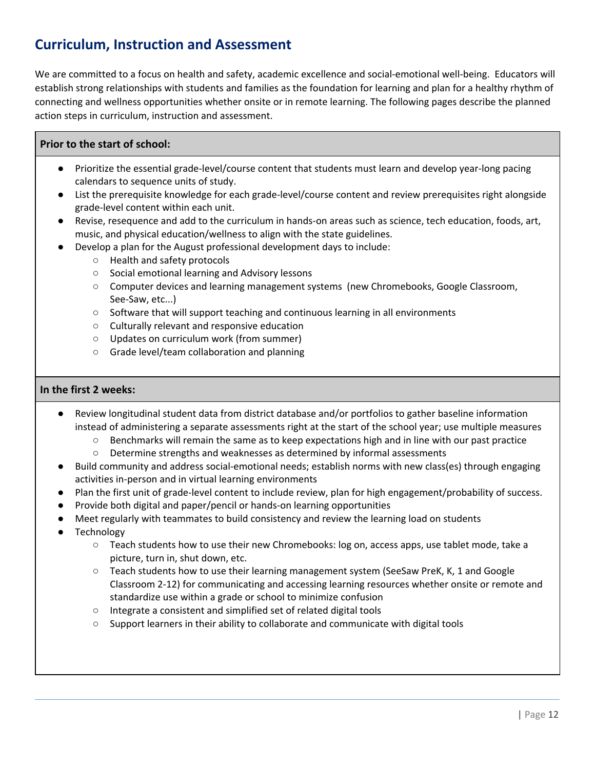## Curriculum, Instruction and Assessment

We are committed to a focus on health and safety, academic excellence and social-emotional well-being. Educators will establish strong relationships with students and families as the foundation for learning and plan for a healthy rhythm of connecting and wellness opportunities whether onsite or in remote learning. The following pages describe the planned action steps in curriculum, instruction and assessment.

**Prior to the start of school:**

- Prioritize the essential grade-level/course content that students must learn and develop year-long pacing calendars to sequence units of study.
- List the prerequisite knowledge for each grade-level/course content and review prerequisites right alongside grade-level content within each unit.
- Revise, resequence and add to the curriculum in hands-on areas such as science, tech education, foods, art, music, and physical education/wellness to align with the state guidelines.
- Develop a plan for the August professional development days to include:
  - Health and safety protocols
  - Social emotional learning and Advisory lessons
  - Computer devices and learning management systems (new Chromebooks, Google Classroom, See-Saw, etc...)
  - Software that will support teaching and continuous learning in all environments
  - Culturally relevant and responsive education
  - Updates on curriculum work (from summer)
  - Grade level/team collaboration and planning

**In the first 2 weeks:**

- Review longitudinal student data from district database and/or portfolios to gather baseline information instead of administering a separate assessments right at the start of the school year; use multiple measures
  - Benchmarks will remain the same as to keep expectations high and in line with our past practice
  - Determine strengths and weaknesses as determined by informal assessments
- Build community and address social-emotional needs; establish norms with new class(es) through engaging activities in-person and in virtual learning environments
- Plan the first unit of grade-level content to include review, plan for high engagement/probability of success.
- Provide both digital and paper/pencil or hands-on learning opportunities
- Meet regularly with teammates to build consistency and review the learning load on students
- Technology
  - Teach students how to use their new Chromebooks: log on, access apps, use tablet mode, take a picture, turn in, shut down, etc.
  - Teach students how to use their learning management system (SeeSaw PreK, K, 1 and Google Classroom 2-12) for communicating and accessing learning resources whether onsite or remote and standardize use within a grade or school to minimize confusion
  - Integrate a consistent and simplified set of related digital tools
  - Support learners in their ability to collaborate and communicate with digital tools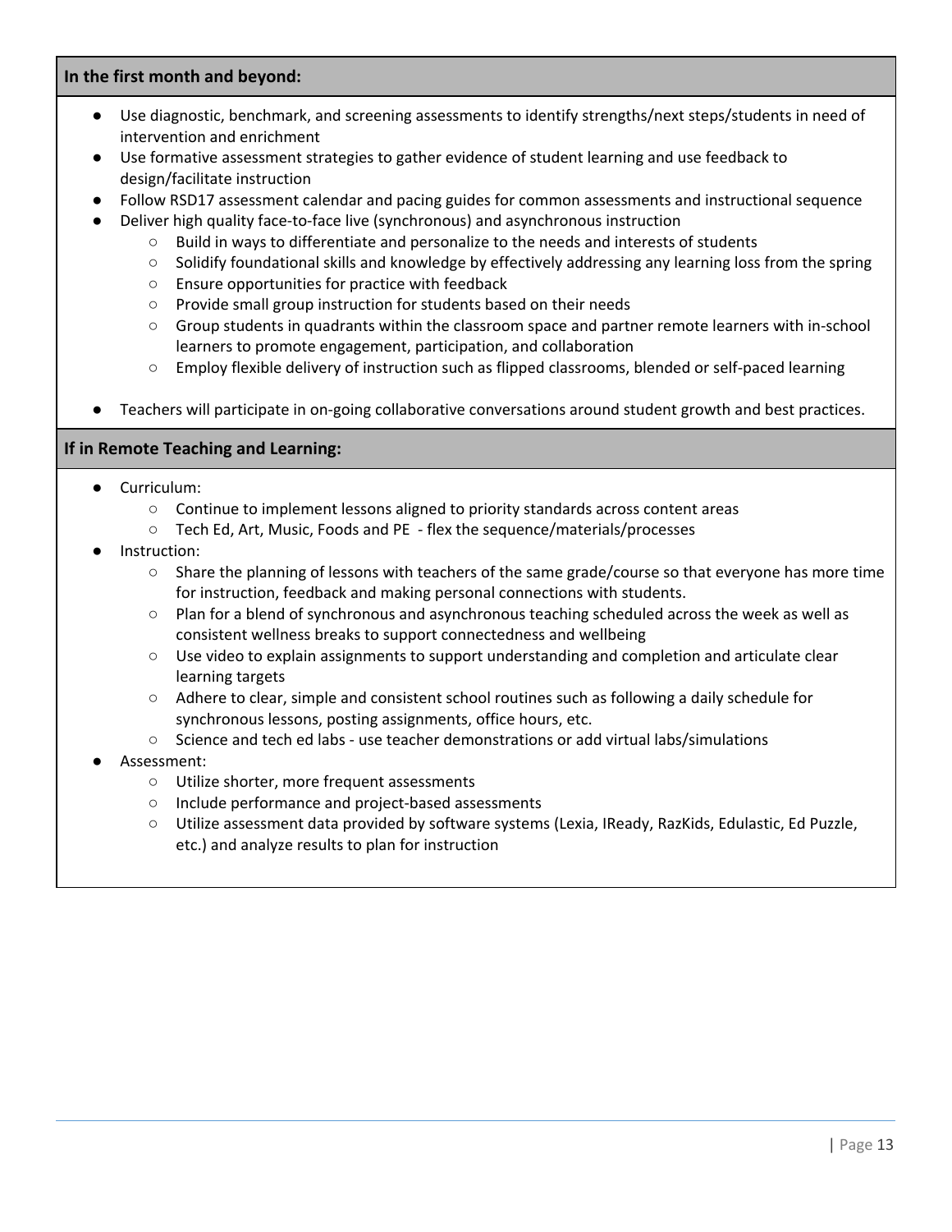**In the first month and beyond:**

- Use diagnostic, benchmark, and screening assessments to identify strengths/next steps/students in need of intervention and enrichment
- Use formative assessment strategies to gather evidence of student learning and use feedback to design/facilitate instruction
- Follow RSD17 assessment calendar and pacing guides for common assessments and instructional sequence
- Deliver high quality face-to-face live (synchronous) and asynchronous instruction
  - Build in ways to differentiate and personalize to the needs and interests of students
  - Solidify foundational skills and knowledge by effectively addressing any learning loss from the spring
  - Ensure opportunities for practice with feedback
  - Provide small group instruction for students based on their needs
  - Group students in quadrants within the classroom space and partner remote learners with in-school learners to promote engagement, participation, and collaboration
  - Employ flexible delivery of instruction such as flipped classrooms, blended or self-paced learning
- Teachers will participate in on-going collaborative conversations around student growth and best practices.

**If in Remote Teaching and Learning:**

- Curriculum:
  - Continue to implement lessons aligned to priority standards across content areas
  - Tech Ed, Art, Music, Foods and PE - flex the sequence/materials/processes
- Instruction:
  - Share the planning of lessons with teachers of the same grade/course so that everyone has more time for instruction, feedback and making personal connections with students.
  - Plan for a blend of synchronous and asynchronous teaching scheduled across the week as well as consistent wellness breaks to support connectedness and wellbeing
  - Use video to explain assignments to support understanding and completion and articulate clear learning targets
  - Adhere to clear, simple and consistent school routines such as following a daily schedule for synchronous lessons, posting assignments, office hours, etc.
  - Science and tech ed labs - use teacher demonstrations or add virtual labs/simulations
- Assessment:
  - Utilize shorter, more frequent assessments
  - Include performance and project-based assessments
  - Utilize assessment data provided by software systems (Lexia, IReady, RazKids, Edulastic, Ed Puzzle, etc.) and analyze results to plan for instruction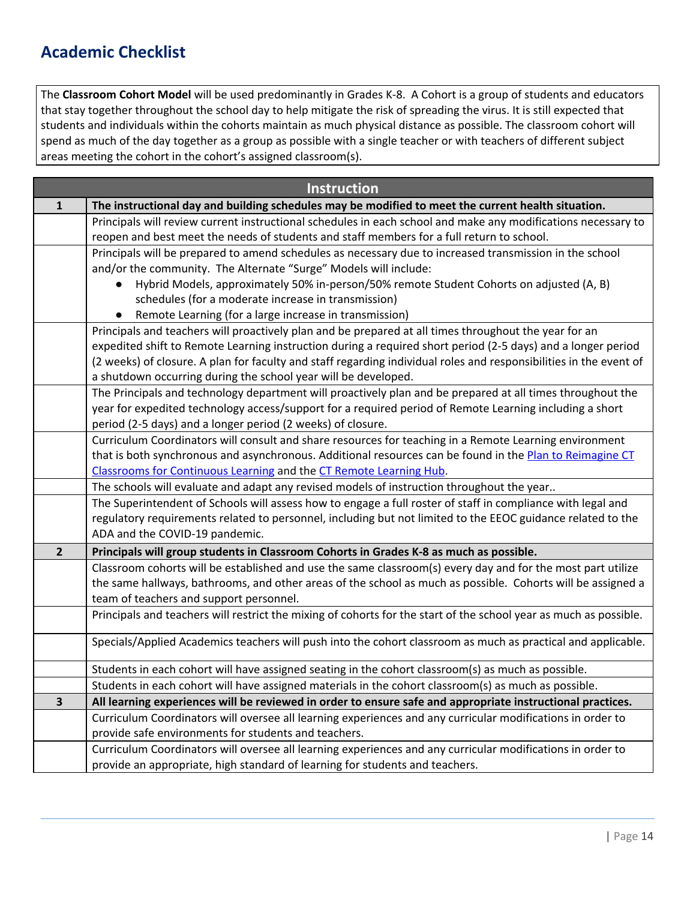## Academic Checklist

The **Classroom Cohort Model** will be used predominantly in Grades K-8. A Cohort is a group of students and educators that stay together throughout the school day to help mitigate the risk of spreading the virus. It is still expected that students and individuals within the cohorts maintain as much physical distance as possible. The classroom cohort will spend as much of the day together as a group as possible with a single teacher or with teachers of different subject areas meeting the cohort in the cohort's assigned classroom(s).

| | Instruction |
|---|---|
| **1** | **The instructional day and building schedules may be modified to meet the current health situation.** |
| | Principals will review current instructional schedules in each school and make any modifications necessary to reopen and best meet the needs of students and staff members for a full return to school. |
| | Principals will be prepared to amend schedules as necessary due to increased transmission in the school and/or the community. The Alternate "Surge" Models will include: <br>● Hybrid Models, approximately 50% in-person/50% remote Student Cohorts on adjusted (A, B) schedules (for a moderate increase in transmission) <br>● Remote Learning (for a large increase in transmission) |
| | Principals and teachers will proactively plan and be prepared at all times throughout the year for an expedited shift to Remote Learning instruction during a required short period (2-5 days) and a longer period (2 weeks) of closure. A plan for faculty and staff regarding individual roles and responsibilities in the event of a shutdown occurring during the school year will be developed. |
| | The Principals and technology department will proactively plan and be prepared at all times throughout the year for expedited technology access/support for a required period of Remote Learning including a short period (2-5 days) and a longer period (2 weeks) of closure. |
| | Curriculum Coordinators will consult and share resources for teaching in a Remote Learning environment that is both synchronous and asynchronous. Additional resources can be found in the Plan to Reimagine CT Classrooms for Continuous Learning and the CT Remote Learning Hub. |
| | The schools will evaluate and adapt any revised models of instruction throughout the year.. |
| | The Superintendent of Schools will assess how to engage a full roster of staff in compliance with legal and regulatory requirements related to personnel, including but not limited to the EEOC guidance related to the ADA and the COVID-19 pandemic. |
| **2** | **Principals will group students in Classroom Cohorts in Grades K-8 as much as possible.** |
| | Classroom cohorts will be established and use the same classroom(s) every day and for the most part utilize the same hallways, bathrooms, and other areas of the school as much as possible. Cohorts will be assigned a team of teachers and support personnel. |
| | Principals and teachers will restrict the mixing of cohorts for the start of the school year as much as possible. |
| | Specials/Applied Academics teachers will push into the cohort classroom as much as practical and applicable. |
| | Students in each cohort will have assigned seating in the cohort classroom(s) as much as possible. |
| | Students in each cohort will have assigned materials in the cohort classroom(s) as much as possible. |
| **3** | **All learning experiences will be reviewed in order to ensure safe and appropriate instructional practices.** |
| | Curriculum Coordinators will oversee all learning experiences and any curricular modifications in order to provide safe environments for students and teachers. |
| | Curriculum Coordinators will oversee all learning experiences and any curricular modifications in order to provide an appropriate, high standard of learning for students and teachers. |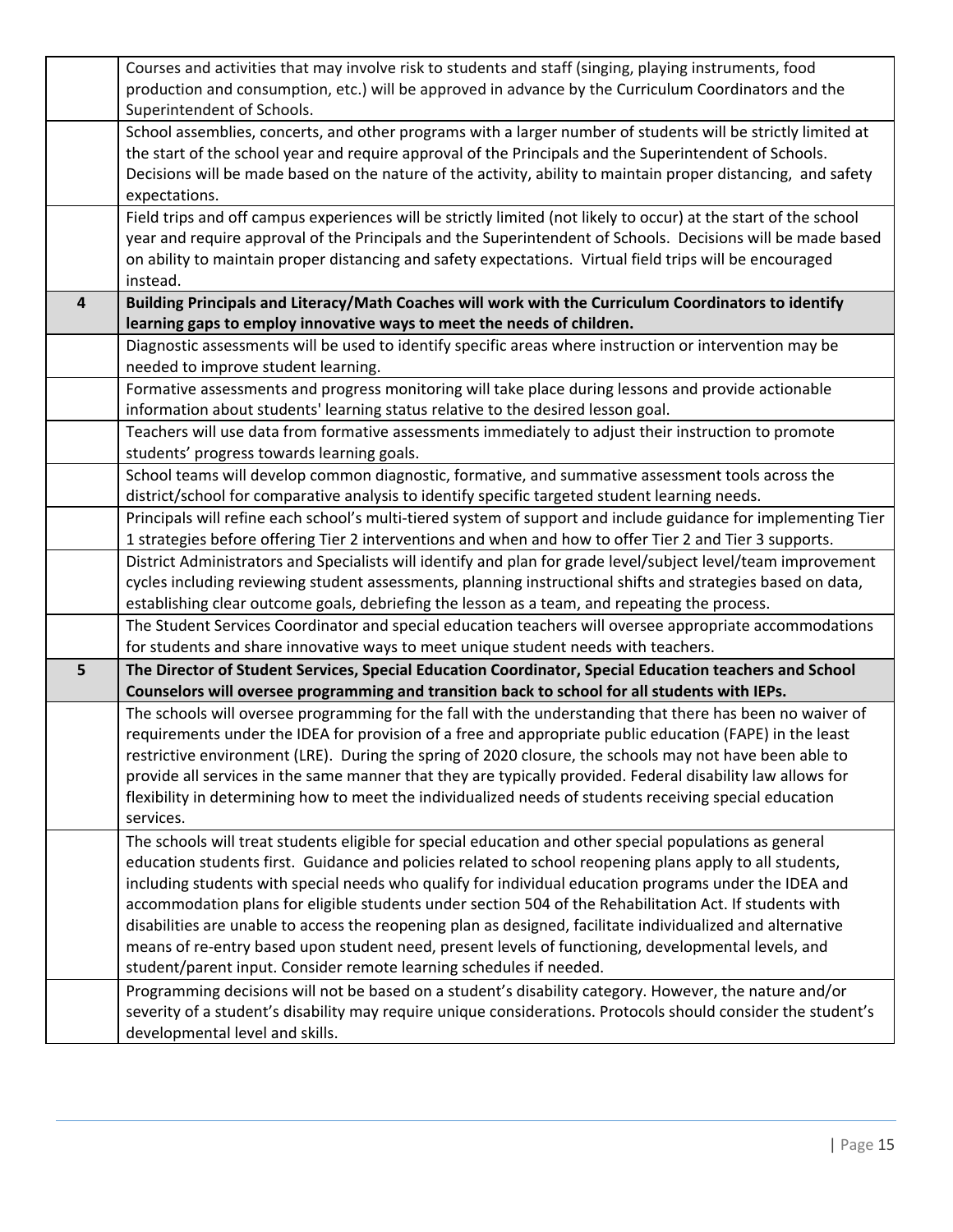| | |
|---|---|
| | Courses and activities that may involve risk to students and staff (singing, playing instruments, food production and consumption, etc.) will be approved in advance by the Curriculum Coordinators and the Superintendent of Schools. |
| | School assemblies, concerts, and other programs with a larger number of students will be strictly limited at the start of the school year and require approval of the Principals and the Superintendent of Schools. Decisions will be made based on the nature of the activity, ability to maintain proper distancing, and safety expectations. |
| | Field trips and off campus experiences will be strictly limited (not likely to occur) at the start of the school year and require approval of the Principals and the Superintendent of Schools. Decisions will be made based on ability to maintain proper distancing and safety expectations. Virtual field trips will be encouraged instead. |
| **4** | **Building Principals and Literacy/Math Coaches will work with the Curriculum Coordinators to identify learning gaps to employ innovative ways to meet the needs of children.** |
| | Diagnostic assessments will be used to identify specific areas where instruction or intervention may be needed to improve student learning. |
| | Formative assessments and progress monitoring will take place during lessons and provide actionable information about students' learning status relative to the desired lesson goal. |
| | Teachers will use data from formative assessments immediately to adjust their instruction to promote students' progress towards learning goals. |
| | School teams will develop common diagnostic, formative, and summative assessment tools across the district/school for comparative analysis to identify specific targeted student learning needs. |
| | Principals will refine each school's multi-tiered system of support and include guidance for implementing Tier 1 strategies before offering Tier 2 interventions and when and how to offer Tier 2 and Tier 3 supports. |
| | District Administrators and Specialists will identify and plan for grade level/subject level/team improvement cycles including reviewing student assessments, planning instructional shifts and strategies based on data, establishing clear outcome goals, debriefing the lesson as a team, and repeating the process. |
| | The Student Services Coordinator and special education teachers will oversee appropriate accommodations for students and share innovative ways to meet unique student needs with teachers. |
| **5** | **The Director of Student Services, Special Education Coordinator, Special Education teachers and School Counselors will oversee programming and transition back to school for all students with IEPs.** |
| | The schools will oversee programming for the fall with the understanding that there has been no waiver of requirements under the IDEA for provision of a free and appropriate public education (FAPE) in the least restrictive environment (LRE). During the spring of 2020 closure, the schools may not have been able to provide all services in the same manner that they are typically provided. Federal disability law allows for flexibility in determining how to meet the individualized needs of students receiving special education services. |
| | The schools will treat students eligible for special education and other special populations as general education students first. Guidance and policies related to school reopening plans apply to all students, including students with special needs who qualify for individual education programs under the IDEA and accommodation plans for eligible students under section 504 of the Rehabilitation Act. If students with disabilities are unable to access the reopening plan as designed, facilitate individualized and alternative means of re-entry based upon student need, present levels of functioning, developmental levels, and student/parent input. Consider remote learning schedules if needed. |
| | Programming decisions will not be based on a student's disability category. However, the nature and/or severity of a student's disability may require unique considerations. Protocols should consider the student's developmental level and skills. |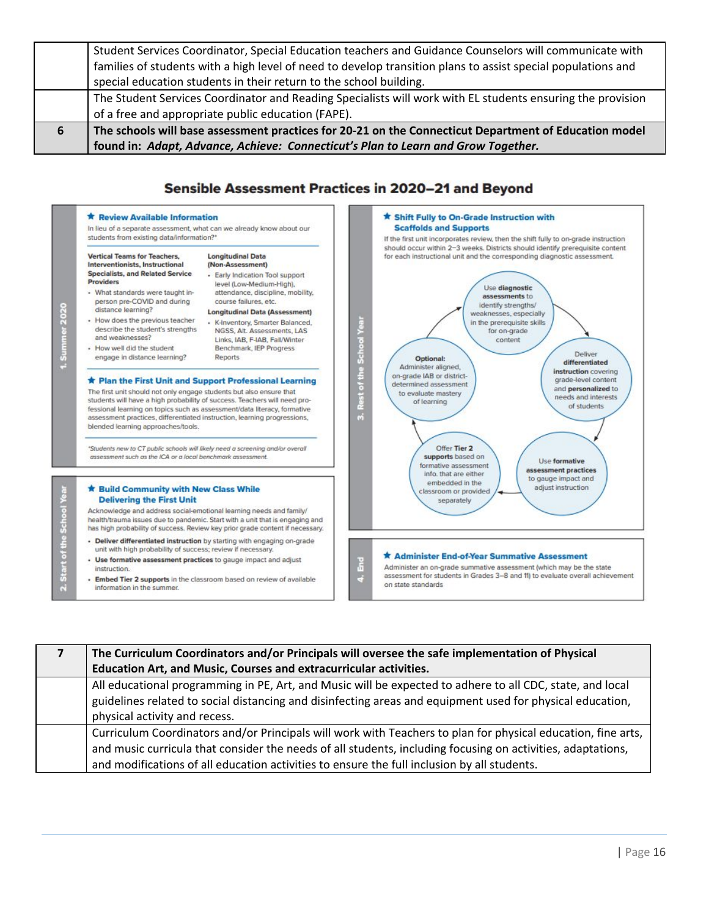| | |
|---|---|
| | Student Services Coordinator, Special Education teachers and Guidance Counselors will communicate with families of students with a high level of need to develop transition plans to assist special populations and special education students in their return to the school building. |
| | The Student Services Coordinator and Reading Specialists will work with EL students ensuring the provision of a free and appropriate public education (FAPE). |
| **6** | **The schools will base assessment practices for 20-21 on the Connecticut Department of Education model found in: *Adapt, Advance, Achieve: Connecticut's Plan to Learn and Grow Together.*** |

## Sensible Assessment Practices in 2020–21 and Beyond

### 1. Summer 2020

**★ Review Available Information**

In lieu of a separate assessment, what can we already know about our students from existing data/information?*

**Vertical Teams for Teachers, Interventionists, Instructional Specialists, and Related Service Providers**

- What standards were taught in-person pre-COVID and during distance learning?
- How does the previous teacher describe the student's strengths and weaknesses?
- How well did the student engage in distance learning?

**Longitudinal Data (Non-Assessment)**

- Early Indication Tool support level (Low-Medium-High), attendance, discipline, mobility, course failures, etc.

**Longitudinal Data (Assessment)**

- K-Inventory, Smarter Balanced, NGSS, Alt. Assessments, LAS Links, IAB, F-IAB, Fall/Winter Benchmark, IEP Progress Reports

**★ Plan the First Unit and Support Professional Learning**

The first unit should not only engage students but also ensure that students will have a high probability of success. Teachers will need professional learning on topics such as assessment/data literacy, formative assessment practices, differentiated instruction, learning progressions, blended learning approaches/tools.

*Students new to CT public schools will likely need a screening and/or overall assessment such as the ICA or a local benchmark assessment.

### 2. Start of the School Year

**★ Build Community with New Class While Delivering the First Unit**

Acknowledge and address social-emotional learning needs and family/health/trauma issues due to pandemic. Start with a unit that is engaging and has high probability of success. Review key prior grade content if necessary.

- **Deliver differentiated instruction** by starting with engaging on-grade unit with high probability of success; review if necessary.
- **Use formative assessment practices** to gauge impact and adjust instruction.
- **Embed Tier 2 supports** in the classroom based on review of available information in the summer.

### 3. Rest of the School Year

**★ Shift Fully to On-Grade Instruction with Scaffolds and Supports**

If the first unit incorporates review, then the shift fully to on-grade instruction should occur within 2–3 weeks. Districts should identify prerequisite content for each instructional unit and the corresponding diagnostic assessment.

- Use **diagnostic assessments** to identify strengths/weaknesses, especially in the prerequisite skills for on-grade content
- Deliver **differentiated instruction** covering grade-level content and **personalized** to needs and interests of students
- Use **formative assessment practices** to gauge impact and adjust instruction
- Offer **Tier 2 supports** based on formative assessment info. that are either embedded in the classroom or provided separately
- **Optional:** Administer aligned, on-grade IAB or district-determined assessment to evaluate mastery of learning

### 4. End

**★ Administer End-of-Year Summative Assessment**

Administer an on-grade summative assessment (which may be the state assessment for students in Grades 3–8 and 11) to evaluate overall achievement on state standards

| | |
|---|---|
| **7** | **The Curriculum Coordinators and/or Principals will oversee the safe implementation of Physical Education Art, and Music, Courses and extracurricular activities.** |
| | All educational programming in PE, Art, and Music will be expected to adhere to all CDC, state, and local guidelines related to social distancing and disinfecting areas and equipment used for physical education, physical activity and recess. |
| | Curriculum Coordinators and/or Principals will work with Teachers to plan for physical education, fine arts, and music curricula that consider the needs of all students, including focusing on activities, adaptations, and modifications of all education activities to ensure the full inclusion by all students. |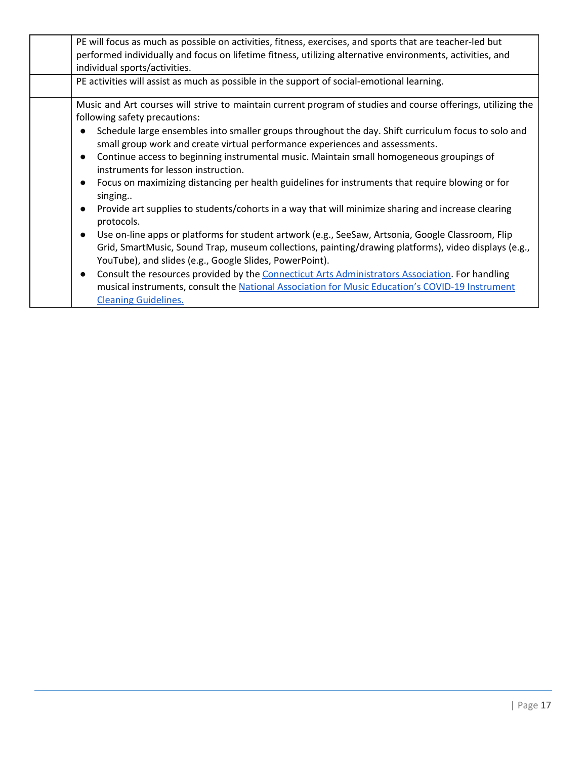| | |
|---|---|
| | PE will focus as much as possible on activities, fitness, exercises, and sports that are teacher-led but performed individually and focus on lifetime fitness, utilizing alternative environments, activities, and individual sports/activities. |
| | PE activities will assist as much as possible in the support of social-emotional learning. |
| | Music and Art courses will strive to maintain current program of studies and course offerings, utilizing the following safety precautions:<br>● Schedule large ensembles into smaller groups throughout the day. Shift curriculum focus to solo and small group work and create virtual performance experiences and assessments.<br>● Continue access to beginning instrumental music. Maintain small homogeneous groupings of instruments for lesson instruction.<br>● Focus on maximizing distancing per health guidelines for instruments that require blowing or for singing..<br>● Provide art supplies to students/cohorts in a way that will minimize sharing and increase clearing protocols.<br>● Use on-line apps or platforms for student artwork (e.g., SeeSaw, Artsonia, Google Classroom, Flip Grid, SmartMusic, Sound Trap, museum collections, painting/drawing platforms), video displays (e.g., YouTube), and slides (e.g., Google Slides, PowerPoint).<br>● Consult the resources provided by the Connecticut Arts Administrators Association. For handling musical instruments, consult the National Association for Music Education's COVID-19 Instrument Cleaning Guidelines. |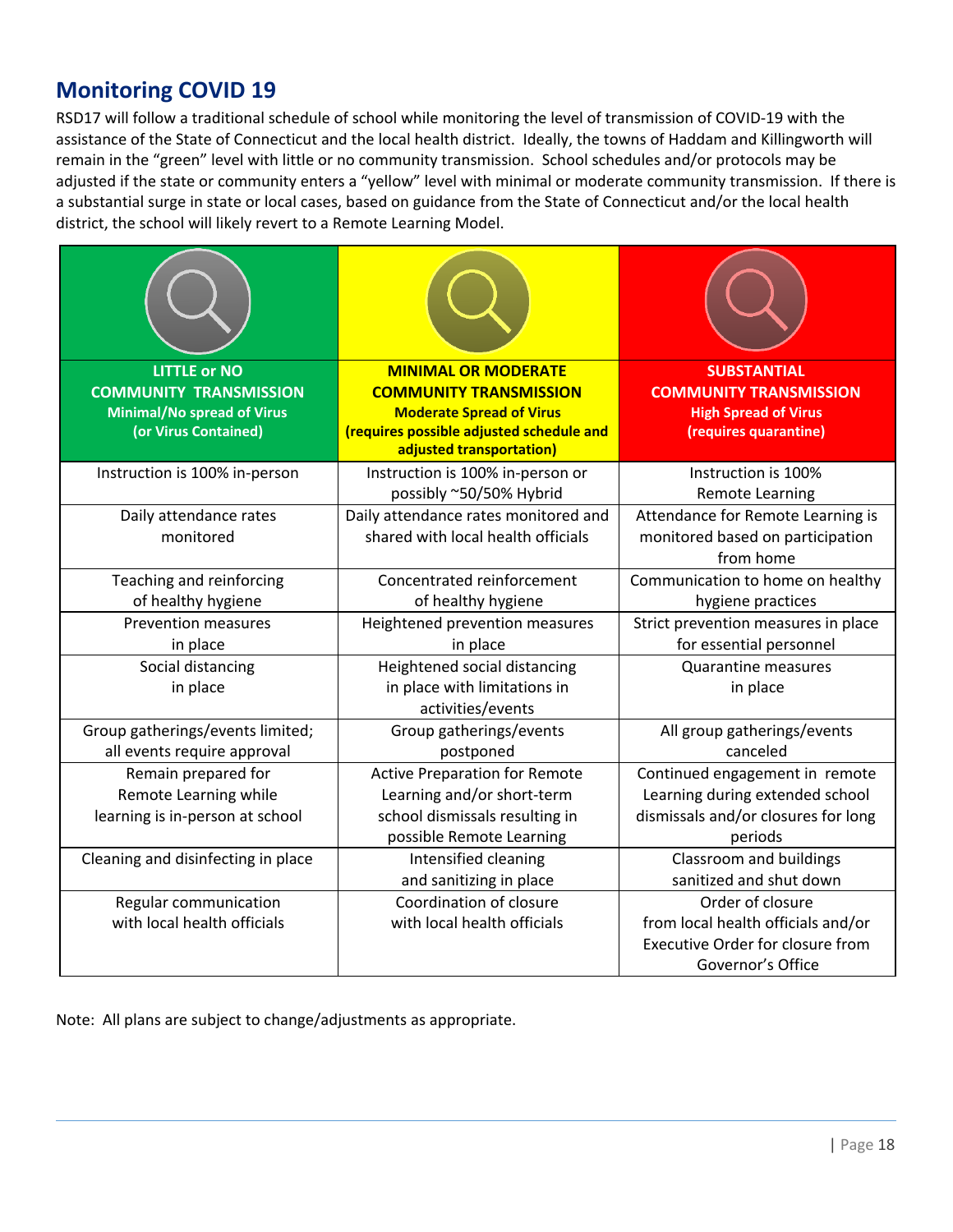## Monitoring COVID 19

RSD17 will follow a traditional schedule of school while monitoring the level of transmission of COVID-19 with the assistance of the State of Connecticut and the local health district. Ideally, the towns of Haddam and Killingworth will remain in the "green" level with little or no community transmission. School schedules and/or protocols may be adjusted if the state or community enters a "yellow" level with minimal or moderate community transmission. If there is a substantial surge in state or local cases, based on guidance from the State of Connecticut and/or the local health district, the school will likely revert to a Remote Learning Model.

| **LITTLE or NO COMMUNITY TRANSMISSION** **Minimal/No spread of Virus (or Virus Contained)** | **MINIMAL OR MODERATE COMMUNITY TRANSMISSION** **Moderate Spread of Virus (requires possible adjusted schedule and adjusted transportation)** | **SUBSTANTIAL COMMUNITY TRANSMISSION** **High Spread of Virus (requires quarantine)** |
|---|---|---|
| Instruction is 100% in-person | Instruction is 100% in-person or possibly ~50/50% Hybrid | Instruction is 100% Remote Learning |
| Daily attendance rates monitored | Daily attendance rates monitored and shared with local health officials | Attendance for Remote Learning is monitored based on participation from home |
| Teaching and reinforcing of healthy hygiene | Concentrated reinforcement of healthy hygiene | Communication to home on healthy hygiene practices |
| Prevention measures in place | Heightened prevention measures in place | Strict prevention measures in place for essential personnel |
| Social distancing in place | Heightened social distancing in place with limitations in activities/events | Quarantine measures in place |
| Group gatherings/events limited; all events require approval | Group gatherings/events postponed | All group gatherings/events canceled |
| Remain prepared for Remote Learning while learning is in-person at school | Active Preparation for Remote Learning and/or short-term school dismissals resulting in possible Remote Learning | Continued engagement in remote Learning during extended school dismissals and/or closures for long periods |
| Cleaning and disinfecting in place | Intensified cleaning and sanitizing in place | Classroom and buildings sanitized and shut down |
| Regular communication with local health officials | Coordination of closure with local health officials | Order of closure from local health officials and/or Executive Order for closure from Governor's Office |

Note: All plans are subject to change/adjustments as appropriate.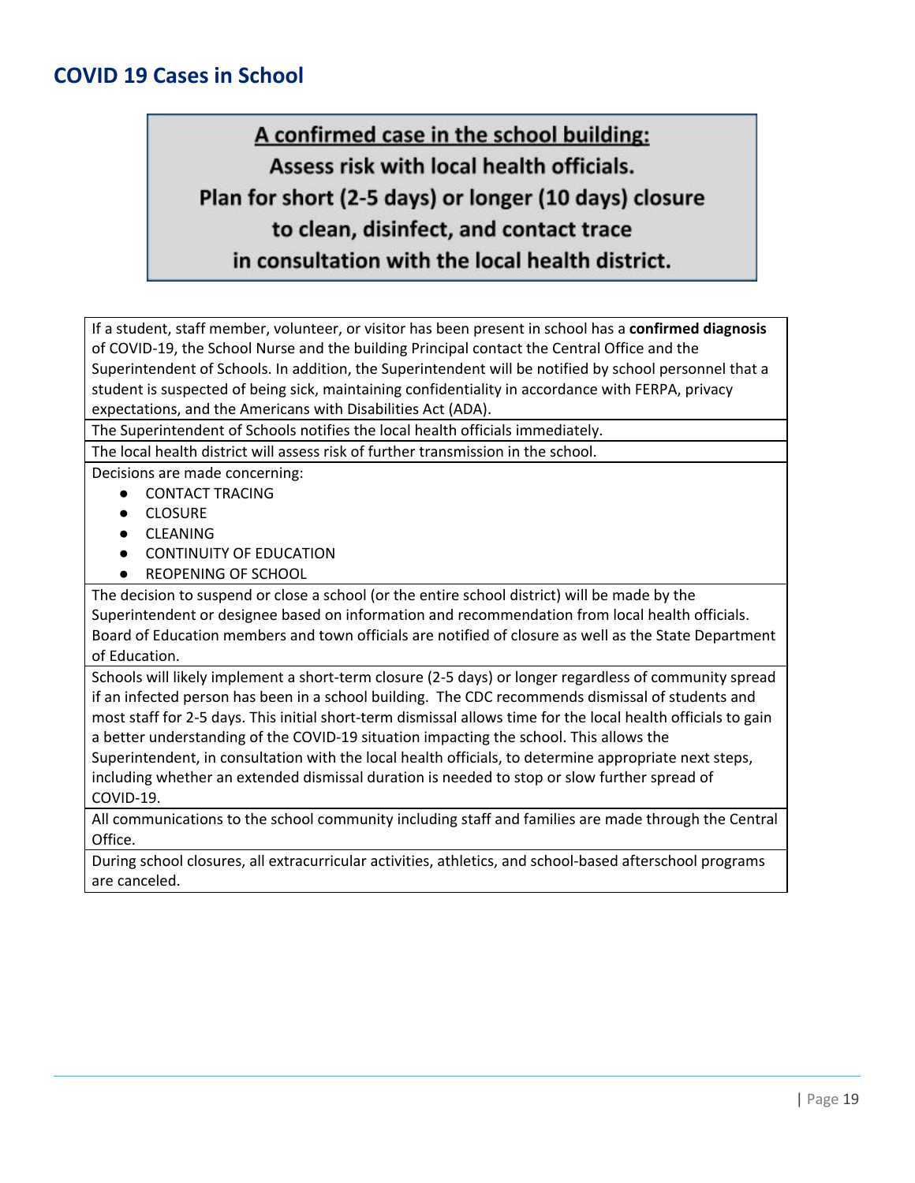## COVID 19 Cases in School

**A confirmed case in the school building:**
**Assess risk with local health officials.**
**Plan for short (2-5 days) or longer (10 days) closure**
**to clean, disinfect, and contact trace**
**in consultation with the local health district.**

| |
|---|
| If a student, staff member, volunteer, or visitor has been present in school has a **confirmed diagnosis** of COVID-19, the School Nurse and the building Principal contact the Central Office and the Superintendent of Schools. In addition, the Superintendent will be notified by school personnel that a student is suspected of being sick, maintaining confidentiality in accordance with FERPA, privacy expectations, and the Americans with Disabilities Act (ADA). |
| The Superintendent of Schools notifies the local health officials immediately. |
| The local health district will assess risk of further transmission in the school. |
| Decisions are made concerning: <br>● CONTACT TRACING <br>● CLOSURE <br>● CLEANING <br>● CONTINUITY OF EDUCATION <br>● REOPENING OF SCHOOL |
| The decision to suspend or close a school (or the entire school district) will be made by the Superintendent or designee based on information and recommendation from local health officials. Board of Education members and town officials are notified of closure as well as the State Department of Education. |
| Schools will likely implement a short-term closure (2-5 days) or longer regardless of community spread if an infected person has been in a school building. The CDC recommends dismissal of students and most staff for 2-5 days. This initial short-term dismissal allows time for the local health officials to gain a better understanding of the COVID-19 situation impacting the school. This allows the Superintendent, in consultation with the local health officials, to determine appropriate next steps, including whether an extended dismissal duration is needed to stop or slow further spread of COVID-19. |
| All communications to the school community including staff and families are made through the Central Office. |
| During school closures, all extracurricular activities, athletics, and school-based afterschool programs are canceled. |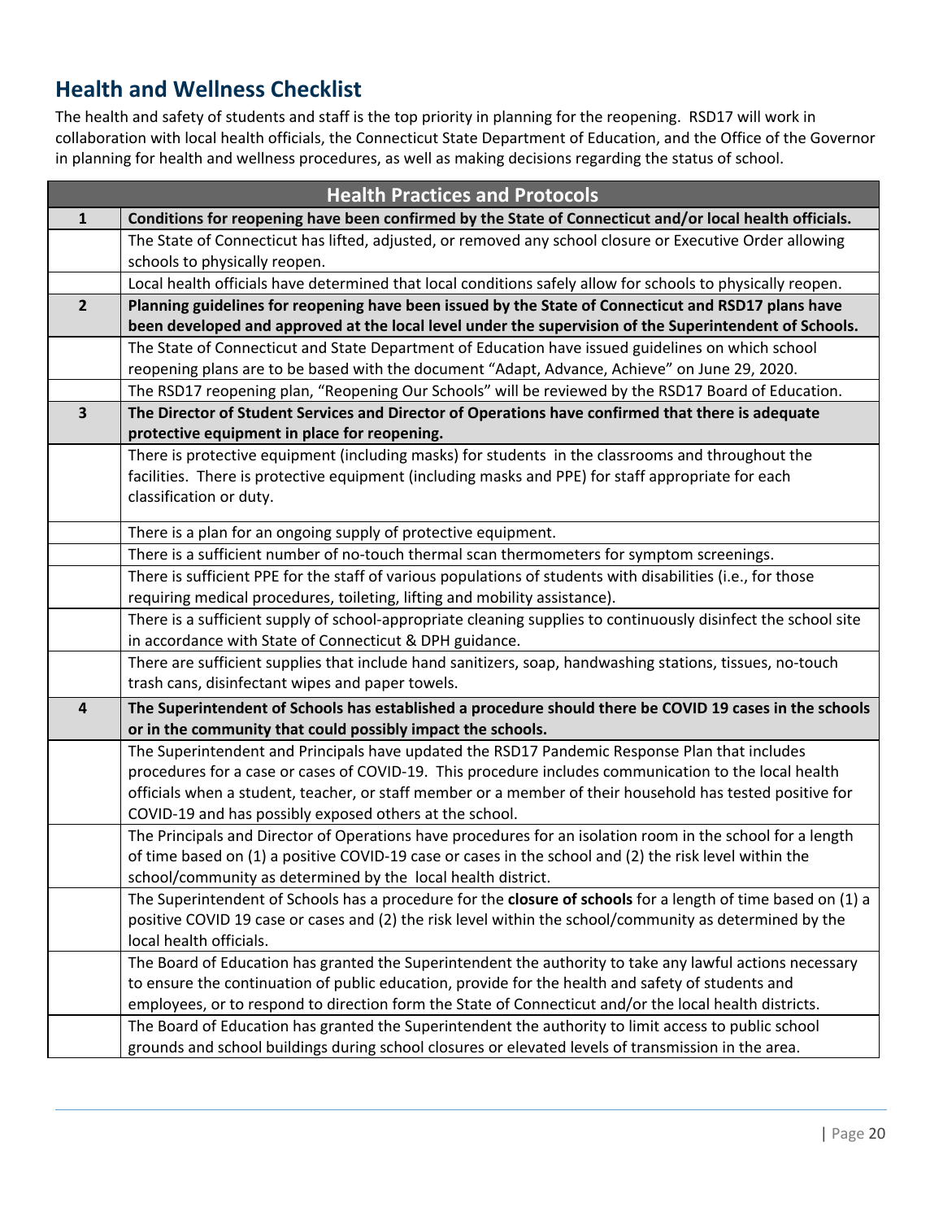## Health and Wellness Checklist

The health and safety of students and staff is the top priority in planning for the reopening. RSD17 will work in collaboration with local health officials, the Connecticut State Department of Education, and the Office of the Governor in planning for health and wellness procedures, as well as making decisions regarding the status of school.

| Health Practices and Protocols | |
|---|---|
| **1** | **Conditions for reopening have been confirmed by the State of Connecticut and/or local health officials.** |
| | The State of Connecticut has lifted, adjusted, or removed any school closure or Executive Order allowing schools to physically reopen. |
| | Local health officials have determined that local conditions safely allow for schools to physically reopen. |
| **2** | **Planning guidelines for reopening have been issued by the State of Connecticut and RSD17 plans have been developed and approved at the local level under the supervision of the Superintendent of Schools.** |
| | The State of Connecticut and State Department of Education have issued guidelines on which school reopening plans are to be based with the document "Adapt, Advance, Achieve" on June 29, 2020. |
| | The RSD17 reopening plan, "Reopening Our Schools" will be reviewed by the RSD17 Board of Education. |
| **3** | **The Director of Student Services and Director of Operations have confirmed that there is adequate protective equipment in place for reopening.** |
| | There is protective equipment (including masks) for students in the classrooms and throughout the facilities. There is protective equipment (including masks and PPE) for staff appropriate for each classification or duty. |
| | There is a plan for an ongoing supply of protective equipment. |
| | There is a sufficient number of no-touch thermal scan thermometers for symptom screenings. |
| | There is sufficient PPE for the staff of various populations of students with disabilities (i.e., for those requiring medical procedures, toileting, lifting and mobility assistance). |
| | There is a sufficient supply of school-appropriate cleaning supplies to continuously disinfect the school site in accordance with State of Connecticut & DPH guidance. |
| | There are sufficient supplies that include hand sanitizers, soap, handwashing stations, tissues, no-touch trash cans, disinfectant wipes and paper towels. |
| **4** | **The Superintendent of Schools has established a procedure should there be COVID 19 cases in the schools or in the community that could possibly impact the schools.** |
| | The Superintendent and Principals have updated the RSD17 Pandemic Response Plan that includes procedures for a case or cases of COVID-19. This procedure includes communication to the local health officials when a student, teacher, or staff member or a member of their household has tested positive for COVID-19 and has possibly exposed others at the school. |
| | The Principals and Director of Operations have procedures for an isolation room in the school for a length of time based on (1) a positive COVID-19 case or cases in the school and (2) the risk level within the school/community as determined by the local health district. |
| | The Superintendent of Schools has a procedure for the **closure of schools** for a length of time based on (1) a positive COVID 19 case or cases and (2) the risk level within the school/community as determined by the local health officials. |
| | The Board of Education has granted the Superintendent the authority to take any lawful actions necessary to ensure the continuation of public education, provide for the health and safety of students and employees, or to respond to direction form the State of Connecticut and/or the local health districts. |
| | The Board of Education has granted the Superintendent the authority to limit access to public school grounds and school buildings during school closures or elevated levels of transmission in the area. |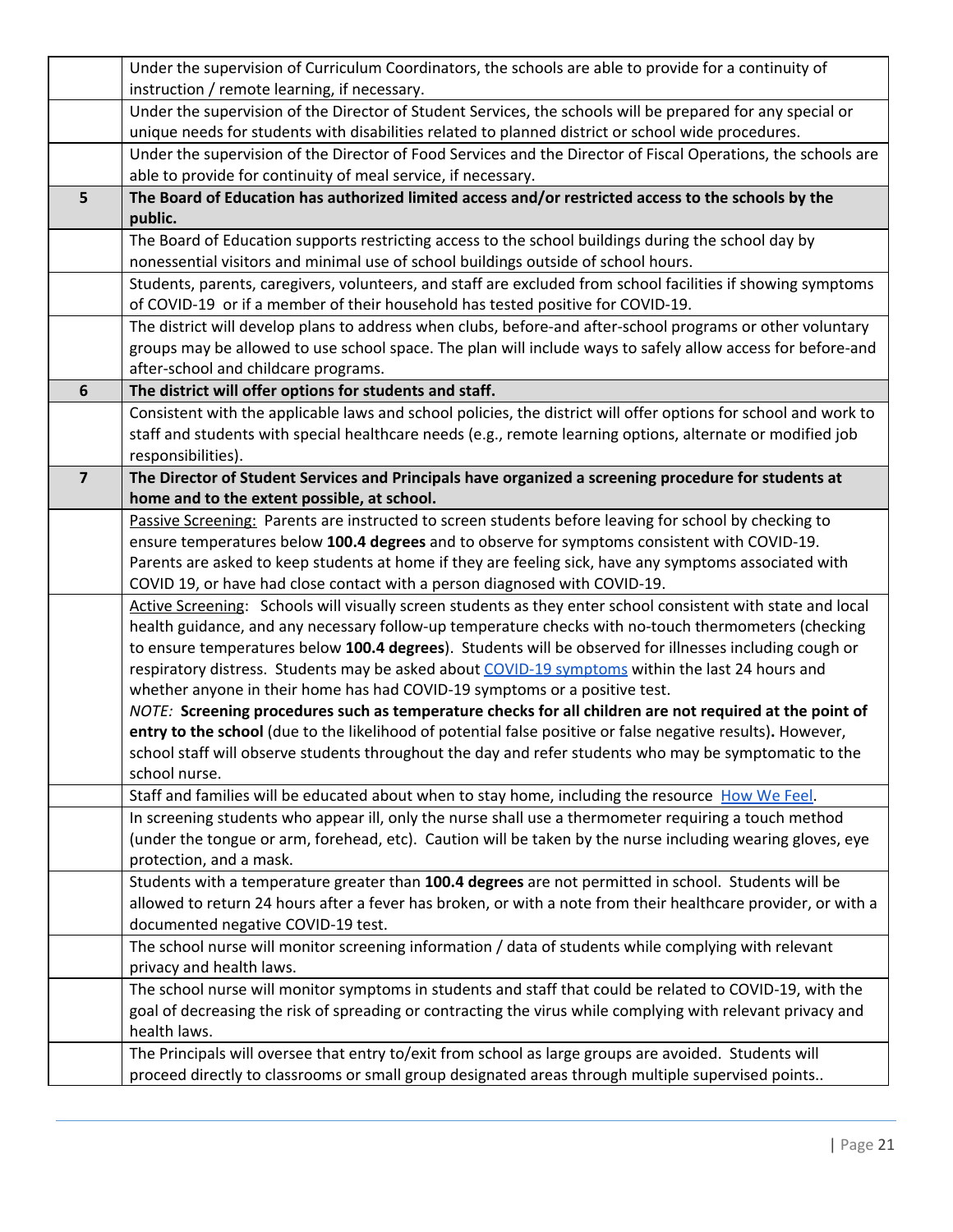| | |
|---|---|
| | Under the supervision of Curriculum Coordinators, the schools are able to provide for a continuity of instruction / remote learning, if necessary. |
| | Under the supervision of the Director of Student Services, the schools will be prepared for any special or unique needs for students with disabilities related to planned district or school wide procedures. |
| | Under the supervision of the Director of Food Services and the Director of Fiscal Operations, the schools are able to provide for continuity of meal service, if necessary. |
| **5** | **The Board of Education has authorized limited access and/or restricted access to the schools by the public.** |
| | The Board of Education supports restricting access to the school buildings during the school day by nonessential visitors and minimal use of school buildings outside of school hours. |
| | Students, parents, caregivers, volunteers, and staff are excluded from school facilities if showing symptoms of COVID-19 or if a member of their household has tested positive for COVID-19. |
| | The district will develop plans to address when clubs, before-and after-school programs or other voluntary groups may be allowed to use school space. The plan will include ways to safely allow access for before-and after-school and childcare programs. |
| **6** | **The district will offer options for students and staff.** |
| | Consistent with the applicable laws and school policies, the district will offer options for school and work to staff and students with special healthcare needs (e.g., remote learning options, alternate or modified job responsibilities). |
| **7** | **The Director of Student Services and Principals have organized a screening procedure for students at home and to the extent possible, at school.** |
| | <u>Passive Screening:</u> Parents are instructed to screen students before leaving for school by checking to ensure temperatures below **100.4 degrees** and to observe for symptoms consistent with COVID-19. Parents are asked to keep students at home if they are feeling sick, have any symptoms associated with COVID 19, or have had close contact with a person diagnosed with COVID-19. |
| | <u>Active Screening</u>: Schools will visually screen students as they enter school consistent with state and local health guidance, and any necessary follow-up temperature checks with no-touch thermometers (checking to ensure temperatures below **100.4 degrees**). Students will be observed for illnesses including cough or respiratory distress. Students may be asked about [COVID-19 symptoms](#) within the last 24 hours and whether anyone in their home has had COVID-19 symptoms or a positive test. *NOTE:* **Screening procedures such as temperature checks for all children are not required at the point of entry to the school** (due to the likelihood of potential false positive or false negative results)**.** However, school staff will observe students throughout the day and refer students who may be symptomatic to the school nurse. |
| | Staff and families will be educated about when to stay home, including the resource [How We Feel](#). |
| | In screening students who appear ill, only the nurse shall use a thermometer requiring a touch method (under the tongue or arm, forehead, etc). Caution will be taken by the nurse including wearing gloves, eye protection, and a mask. |
| | Students with a temperature greater than **100.4 degrees** are not permitted in school. Students will be allowed to return 24 hours after a fever has broken, or with a note from their healthcare provider, or with a documented negative COVID-19 test. |
| | The school nurse will monitor screening information / data of students while complying with relevant privacy and health laws. |
| | The school nurse will monitor symptoms in students and staff that could be related to COVID-19, with the goal of decreasing the risk of spreading or contracting the virus while complying with relevant privacy and health laws. |
| | The Principals will oversee that entry to/exit from school as large groups are avoided. Students will proceed directly to classrooms or small group designated areas through multiple supervised points.. |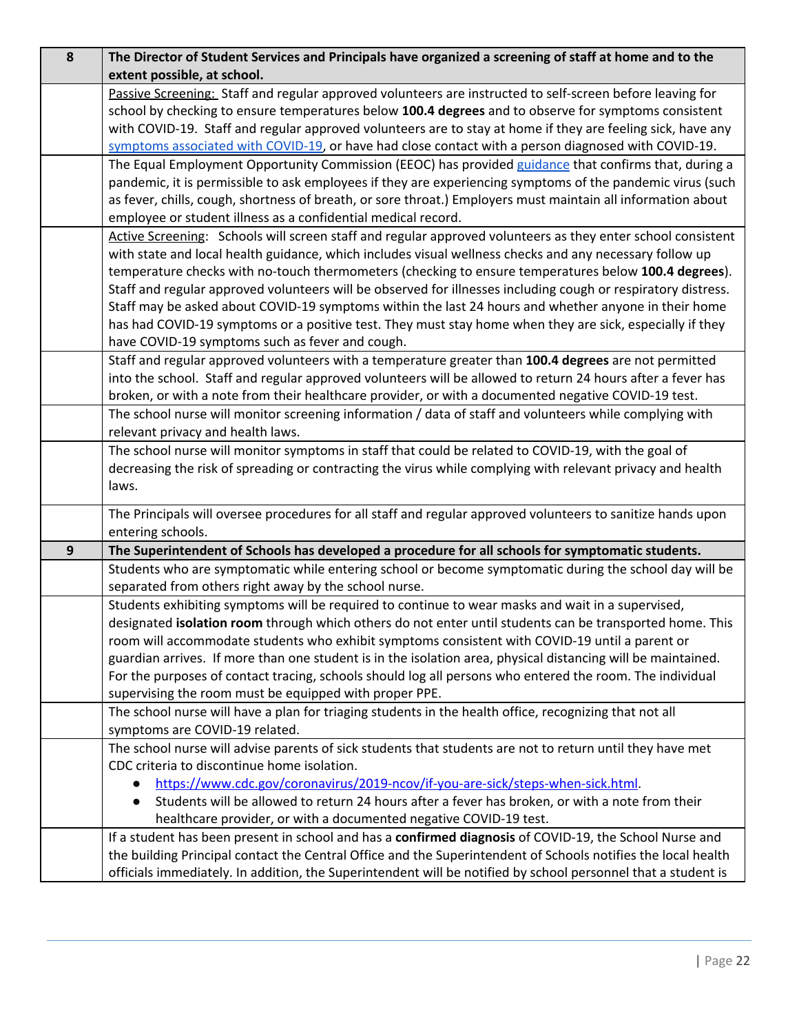| 8 | **The Director of Student Services and Principals have organized a screening of staff at home and to the extent possible, at school.** |
|---|---|
| | Passive Screening: Staff and regular approved volunteers are instructed to self-screen before leaving for school by checking to ensure temperatures below **100.4 degrees** and to observe for symptoms consistent with COVID-19. Staff and regular approved volunteers are to stay at home if they are feeling sick, have any [symptoms associated with COVID-19](https://www.cdc.gov/coronavirus/2019-ncov/symptoms-testing/symptoms.html), or have had close contact with a person diagnosed with COVID-19. |
| | The Equal Employment Opportunity Commission (EEOC) has provided guidance that confirms that, during a pandemic, it is permissible to ask employees if they are experiencing symptoms of the pandemic virus (such as fever, chills, cough, shortness of breath, or sore throat.) Employers must maintain all information about employee or student illness as a confidential medical record. |
| | Active Screening: Schools will screen staff and regular approved volunteers as they enter school consistent with state and local health guidance, which includes visual wellness checks and any necessary follow up temperature checks with no-touch thermometers (checking to ensure temperatures below **100.4 degrees**). Staff and regular approved volunteers will be observed for illnesses including cough or respiratory distress. Staff may be asked about COVID-19 symptoms within the last 24 hours and whether anyone in their home has had COVID-19 symptoms or a positive test. They must stay home when they are sick, especially if they have COVID-19 symptoms such as fever and cough. |
| | Staff and regular approved volunteers with a temperature greater than **100.4 degrees** are not permitted into the school. Staff and regular approved volunteers will be allowed to return 24 hours after a fever has broken, or with a note from their healthcare provider, or with a documented negative COVID-19 test. |
| | The school nurse will monitor screening information / data of staff and volunteers while complying with relevant privacy and health laws. |
| | The school nurse will monitor symptoms in staff that could be related to COVID-19, with the goal of decreasing the risk of spreading or contracting the virus while complying with relevant privacy and health laws. |
| | The Principals will oversee procedures for all staff and regular approved volunteers to sanitize hands upon entering schools. |
| **9** | **The Superintendent of Schools has developed a procedure for all schools for symptomatic students.** |
| | Students who are symptomatic while entering school or become symptomatic during the school day will be separated from others right away by the school nurse. |
| | Students exhibiting symptoms will be required to continue to wear masks and wait in a supervised, designated **isolation room** through which others do not enter until students can be transported home. This room will accommodate students who exhibit symptoms consistent with COVID-19 until a parent or guardian arrives. If more than one student is in the isolation area, physical distancing will be maintained. For the purposes of contact tracing, schools should log all persons who entered the room. The individual supervising the room must be equipped with proper PPE. |
| | The school nurse will have a plan for triaging students in the health office, recognizing that not all symptoms are COVID-19 related. |
| | The school nurse will advise parents of sick students that students are not to return until they have met CDC criteria to discontinue home isolation.<br>• https://www.cdc.gov/coronavirus/2019-ncov/if-you-are-sick/steps-when-sick.html.<br>• Students will be allowed to return 24 hours after a fever has broken, or with a note from their healthcare provider, or with a documented negative COVID-19 test. |
| | If a student has been present in school and has a **confirmed diagnosis** of COVID-19, the School Nurse and the building Principal contact the Central Office and the Superintendent of Schools notifies the local health officials immediately. In addition, the Superintendent will be notified by school personnel that a student is |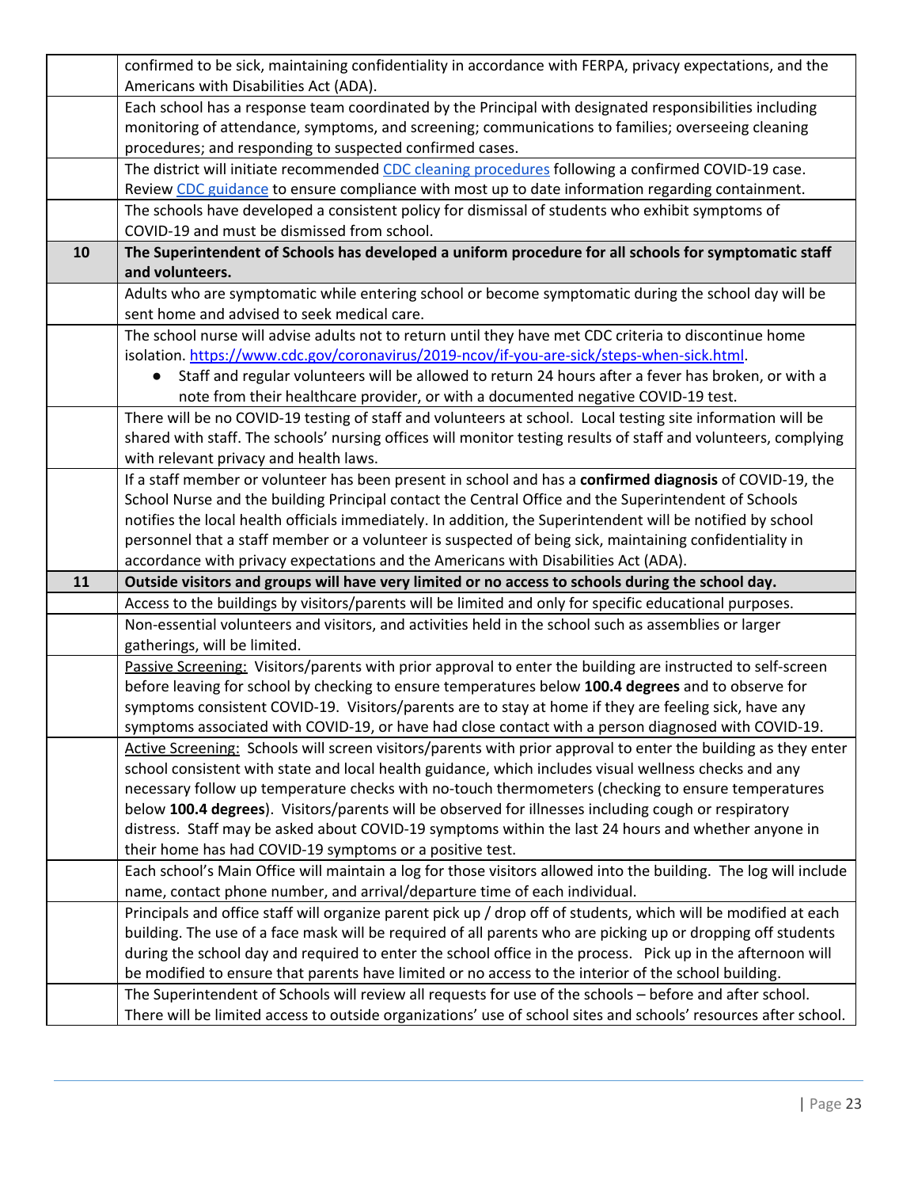| | |
|---|---|
| | confirmed to be sick, maintaining confidentiality in accordance with FERPA, privacy expectations, and the Americans with Disabilities Act (ADA). |
| | Each school has a response team coordinated by the Principal with designated responsibilities including monitoring of attendance, symptoms, and screening; communications to families; overseeing cleaning procedures; and responding to suspected confirmed cases. |
| | The district will initiate recommended [CDC cleaning procedures]() following a confirmed COVID-19 case. Review [CDC guidance]() to ensure compliance with most up to date information regarding containment. |
| | The schools have developed a consistent policy for dismissal of students who exhibit symptoms of COVID-19 and must be dismissed from school. |
| **10** | **The Superintendent of Schools has developed a uniform procedure for all schools for symptomatic staff and volunteers.** |
| | Adults who are symptomatic while entering school or become symptomatic during the school day will be sent home and advised to seek medical care. |
| | The school nurse will advise adults not to return until they have met CDC criteria to discontinue home isolation. https://www.cdc.gov/coronavirus/2019-ncov/if-you-are-sick/steps-when-sick.html.<br>• Staff and regular volunteers will be allowed to return 24 hours after a fever has broken, or with a note from their healthcare provider, or with a documented negative COVID-19 test. |
| | There will be no COVID-19 testing of staff and volunteers at school. Local testing site information will be shared with staff. The schools' nursing offices will monitor testing results of staff and volunteers, complying with relevant privacy and health laws. |
| | If a staff member or volunteer has been present in school and has a **confirmed diagnosis** of COVID-19, the School Nurse and the building Principal contact the Central Office and the Superintendent of Schools notifies the local health officials immediately. In addition, the Superintendent will be notified by school personnel that a staff member or a volunteer is suspected of being sick, maintaining confidentiality in accordance with privacy expectations and the Americans with Disabilities Act (ADA). |
| **11** | **Outside visitors and groups will have very limited or no access to schools during the school day.** |
| | Access to the buildings by visitors/parents will be limited and only for specific educational purposes. |
| | Non-essential volunteers and visitors, and activities held in the school such as assemblies or larger gatherings, will be limited. |
| | Passive Screening: Visitors/parents with prior approval to enter the building are instructed to self-screen before leaving for school by checking to ensure temperatures below **100.4 degrees** and to observe for symptoms consistent COVID-19. Visitors/parents are to stay at home if they are feeling sick, have any symptoms associated with COVID-19, or have had close contact with a person diagnosed with COVID-19. |
| | Active Screening: Schools will screen visitors/parents with prior approval to enter the building as they enter school consistent with state and local health guidance, which includes visual wellness checks and any necessary follow up temperature checks with no-touch thermometers (checking to ensure temperatures below **100.4 degrees**). Visitors/parents will be observed for illnesses including cough or respiratory distress. Staff may be asked about COVID-19 symptoms within the last 24 hours and whether anyone in their home has had COVID-19 symptoms or a positive test. |
| | Each school's Main Office will maintain a log for those visitors allowed into the building. The log will include name, contact phone number, and arrival/departure time of each individual. |
| | Principals and office staff will organize parent pick up / drop off of students, which will be modified at each building. The use of a face mask will be required of all parents who are picking up or dropping off students during the school day and required to enter the school office in the process. Pick up in the afternoon will be modified to ensure that parents have limited or no access to the interior of the school building. |
| | The Superintendent of Schools will review all requests for use of the schools – before and after school. There will be limited access to outside organizations' use of school sites and schools' resources after school. |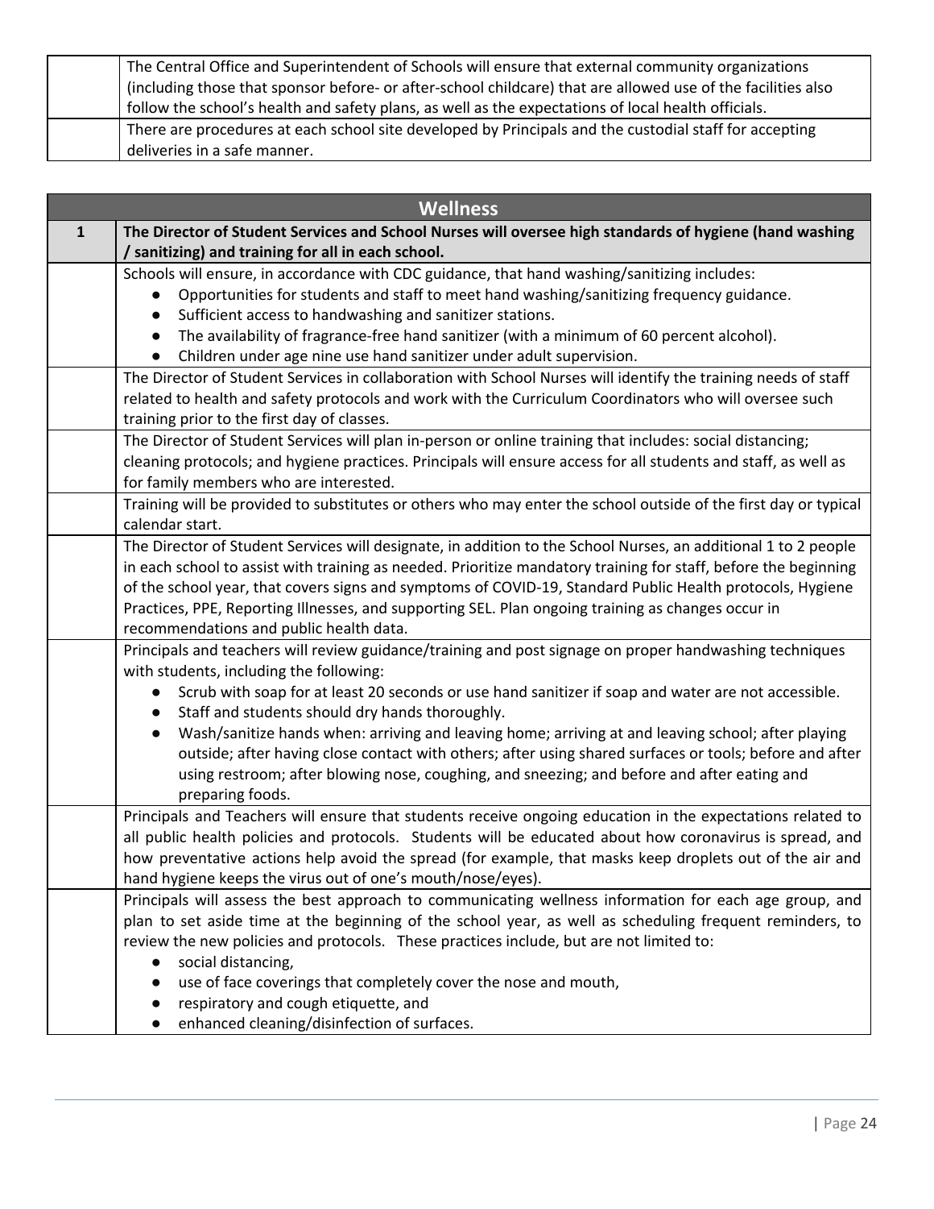| | |
|---|---|
| | The Central Office and Superintendent of Schools will ensure that external community organizations (including those that sponsor before- or after-school childcare) that are allowed use of the facilities also follow the school's health and safety plans, as well as the expectations of local health officials. |
| | There are procedures at each school site developed by Principals and the custodial staff for accepting deliveries in a safe manner. |

| Wellness | |
|---|---|
| **1** | **The Director of Student Services and School Nurses will oversee high standards of hygiene (hand washing / sanitizing) and training for all in each school.** |
| | Schools will ensure, in accordance with CDC guidance, that hand washing/sanitizing includes: <br>● Opportunities for students and staff to meet hand washing/sanitizing frequency guidance. <br>● Sufficient access to handwashing and sanitizer stations. <br>● The availability of fragrance-free hand sanitizer (with a minimum of 60 percent alcohol). <br>● Children under age nine use hand sanitizer under adult supervision. |
| | The Director of Student Services in collaboration with School Nurses will identify the training needs of staff related to health and safety protocols and work with the Curriculum Coordinators who will oversee such training prior to the first day of classes. |
| | The Director of Student Services will plan in-person or online training that includes: social distancing; cleaning protocols; and hygiene practices. Principals will ensure access for all students and staff, as well as for family members who are interested. |
| | Training will be provided to substitutes or others who may enter the school outside of the first day or typical calendar start. |
| | The Director of Student Services will designate, in addition to the School Nurses, an additional 1 to 2 people in each school to assist with training as needed. Prioritize mandatory training for staff, before the beginning of the school year, that covers signs and symptoms of COVID-19, Standard Public Health protocols, Hygiene Practices, PPE, Reporting Illnesses, and supporting SEL. Plan ongoing training as changes occur in recommendations and public health data. |
| | Principals and teachers will review guidance/training and post signage on proper handwashing techniques with students, including the following: <br>● Scrub with soap for at least 20 seconds or use hand sanitizer if soap and water are not accessible. <br>● Staff and students should dry hands thoroughly. <br>● Wash/sanitize hands when: arriving and leaving home; arriving at and leaving school; after playing outside; after having close contact with others; after using shared surfaces or tools; before and after using restroom; after blowing nose, coughing, and sneezing; and before and after eating and preparing foods. |
| | Principals and Teachers will ensure that students receive ongoing education in the expectations related to all public health policies and protocols. Students will be educated about how coronavirus is spread, and how preventative actions help avoid the spread (for example, that masks keep droplets out of the air and hand hygiene keeps the virus out of one's mouth/nose/eyes). |
| | Principals will assess the best approach to communicating wellness information for each age group, and plan to set aside time at the beginning of the school year, as well as scheduling frequent reminders, to review the new policies and protocols. These practices include, but are not limited to: <br>● social distancing, <br>● use of face coverings that completely cover the nose and mouth, <br>● respiratory and cough etiquette, and <br>● enhanced cleaning/disinfection of surfaces. |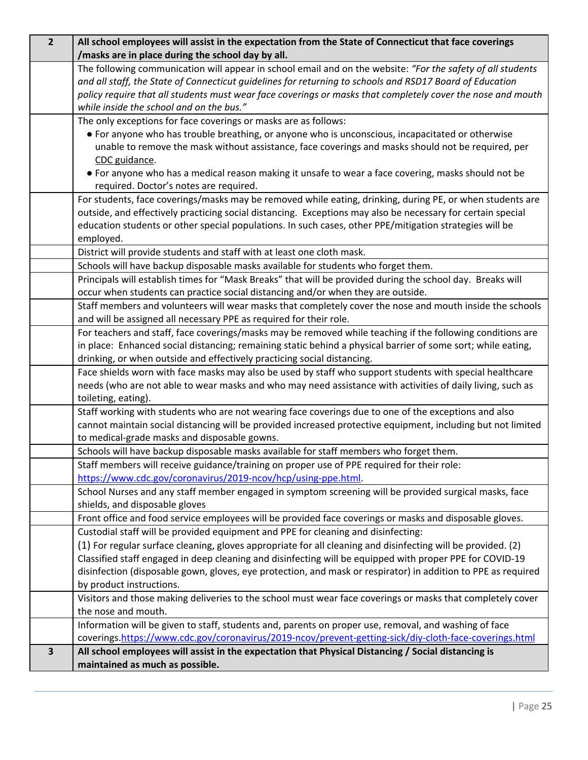| 2 | **All school employees will assist in the expectation from the State of Connecticut that face coverings /masks are in place during the school day by all.** |
|---|---|
| | The following communication will appear in school email and on the website: *"For the safety of all students and all staff, the State of Connecticut guidelines for returning to schools and RSD17 Board of Education policy require that all students must wear face coverings or masks that completely cover the nose and mouth while inside the school and on the bus."* |
| | The only exceptions for face coverings or masks are as follows: <br>● For anyone who has trouble breathing, or anyone who is unconscious, incapacitated or otherwise unable to remove the mask without assistance, face coverings and masks should not be required, per CDC guidance. <br>● For anyone who has a medical reason making it unsafe to wear a face covering, masks should not be required. Doctor's notes are required. |
| | For students, face coverings/masks may be removed while eating, drinking, during PE, or when students are outside, and effectively practicing social distancing. Exceptions may also be necessary for certain special education students or other special populations. In such cases, other PPE/mitigation strategies will be employed. |
| | District will provide students and staff with at least one cloth mask. |
| | Schools will have backup disposable masks available for students who forget them. |
| | Principals will establish times for "Mask Breaks" that will be provided during the school day. Breaks will occur when students can practice social distancing and/or when they are outside. |
| | Staff members and volunteers will wear masks that completely cover the nose and mouth inside the schools and will be assigned all necessary PPE as required for their role. |
| | For teachers and staff, face coverings/masks may be removed while teaching if the following conditions are in place: Enhanced social distancing; remaining static behind a physical barrier of some sort; while eating, drinking, or when outside and effectively practicing social distancing. |
| | Face shields worn with face masks may also be used by staff who support students with special healthcare needs (who are not able to wear masks and who may need assistance with activities of daily living, such as toileting, eating). |
| | Staff working with students who are not wearing face coverings due to one of the exceptions and also cannot maintain social distancing will be provided increased protective equipment, including but not limited to medical-grade masks and disposable gowns. |
| | Schools will have backup disposable masks available for staff members who forget them. |
| | Staff members will receive guidance/training on proper use of PPE required for their role: https://www.cdc.gov/coronavirus/2019-ncov/hcp/using-ppe.html. |
| | School Nurses and any staff member engaged in symptom screening will be provided surgical masks, face shields, and disposable gloves |
| | Front office and food service employees will be provided face coverings or masks and disposable gloves. |
| | Custodial staff will be provided equipment and PPE for cleaning and disinfecting: <br>(1) For regular surface cleaning, gloves appropriate for all cleaning and disinfecting will be provided. (2) Classified staff engaged in deep cleaning and disinfecting will be equipped with proper PPE for COVID-19 disinfection (disposable gown, gloves, eye protection, and mask or respirator) in addition to PPE as required by product instructions. |
| | Visitors and those making deliveries to the school must wear face coverings or masks that completely cover the nose and mouth. |
| | Information will be given to staff, students and, parents on proper use, removal, and washing of face coverings.https://www.cdc.gov/coronavirus/2019-ncov/prevent-getting-sick/diy-cloth-face-coverings.html |
| 3 | **All school employees will assist in the expectation that Physical Distancing / Social distancing is maintained as much as possible.** |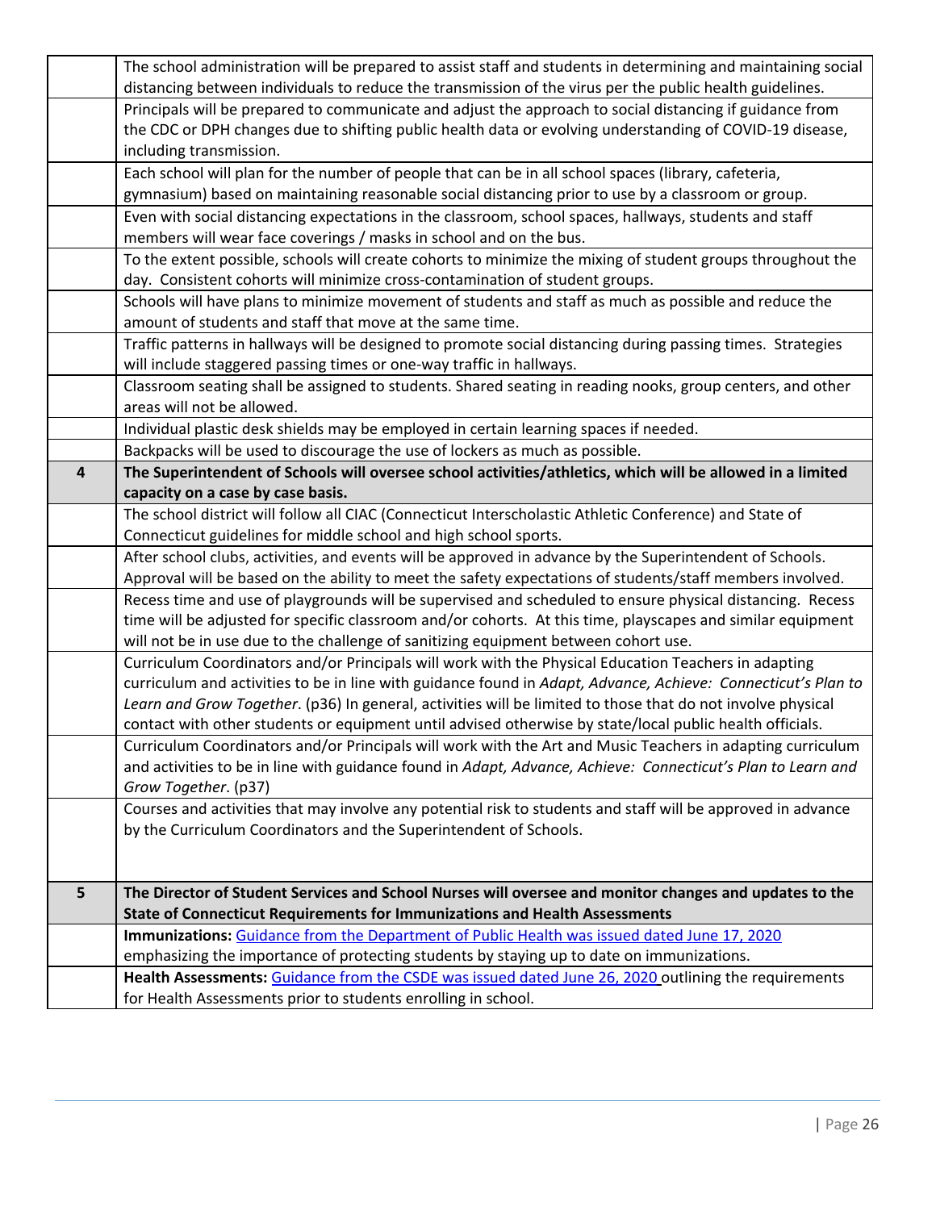| | |
|---|---|
| | The school administration will be prepared to assist staff and students in determining and maintaining social distancing between individuals to reduce the transmission of the virus per the public health guidelines. |
| | Principals will be prepared to communicate and adjust the approach to social distancing if guidance from the CDC or DPH changes due to shifting public health data or evolving understanding of COVID-19 disease, including transmission. |
| | Each school will plan for the number of people that can be in all school spaces (library, cafeteria, gymnasium) based on maintaining reasonable social distancing prior to use by a classroom or group. |
| | Even with social distancing expectations in the classroom, school spaces, hallways, students and staff members will wear face coverings / masks in school and on the bus. |
| | To the extent possible, schools will create cohorts to minimize the mixing of student groups throughout the day. Consistent cohorts will minimize cross-contamination of student groups. |
| | Schools will have plans to minimize movement of students and staff as much as possible and reduce the amount of students and staff that move at the same time. |
| | Traffic patterns in hallways will be designed to promote social distancing during passing times. Strategies will include staggered passing times or one-way traffic in hallways. |
| | Classroom seating shall be assigned to students. Shared seating in reading nooks, group centers, and other areas will not be allowed. |
| | Individual plastic desk shields may be employed in certain learning spaces if needed. |
| | Backpacks will be used to discourage the use of lockers as much as possible. |
| **4** | **The Superintendent of Schools will oversee school activities/athletics, which will be allowed in a limited capacity on a case by case basis.** |
| | The school district will follow all CIAC (Connecticut Interscholastic Athletic Conference) and State of Connecticut guidelines for middle school and high school sports. |
| | After school clubs, activities, and events will be approved in advance by the Superintendent of Schools. Approval will be based on the ability to meet the safety expectations of students/staff members involved. |
| | Recess time and use of playgrounds will be supervised and scheduled to ensure physical distancing. Recess time will be adjusted for specific classroom and/or cohorts. At this time, playscapes and similar equipment will not be in use due to the challenge of sanitizing equipment between cohort use. |
| | Curriculum Coordinators and/or Principals will work with the Physical Education Teachers in adapting curriculum and activities to be in line with guidance found in *Adapt, Advance, Achieve: Connecticut's Plan to Learn and Grow Together*. (p36) In general, activities will be limited to those that do not involve physical contact with other students or equipment until advised otherwise by state/local public health officials. |
| | Curriculum Coordinators and/or Principals will work with the Art and Music Teachers in adapting curriculum and activities to be in line with guidance found in *Adapt, Advance, Achieve: Connecticut's Plan to Learn and Grow Together*. (p37) |
| | Courses and activities that may involve any potential risk to students and staff will be approved in advance by the Curriculum Coordinators and the Superintendent of Schools. |
| **5** | **The Director of Student Services and School Nurses will oversee and monitor changes and updates to the State of Connecticut Requirements for Immunizations and Health Assessments** |
| | **Immunizations:** Guidance from the Department of Public Health was issued dated June 17, 2020 emphasizing the importance of protecting students by staying up to date on immunizations. |
| | **Health Assessments:** Guidance from the CSDE was issued dated June 26, 2020 outlining the requirements for Health Assessments prior to students enrolling in school. |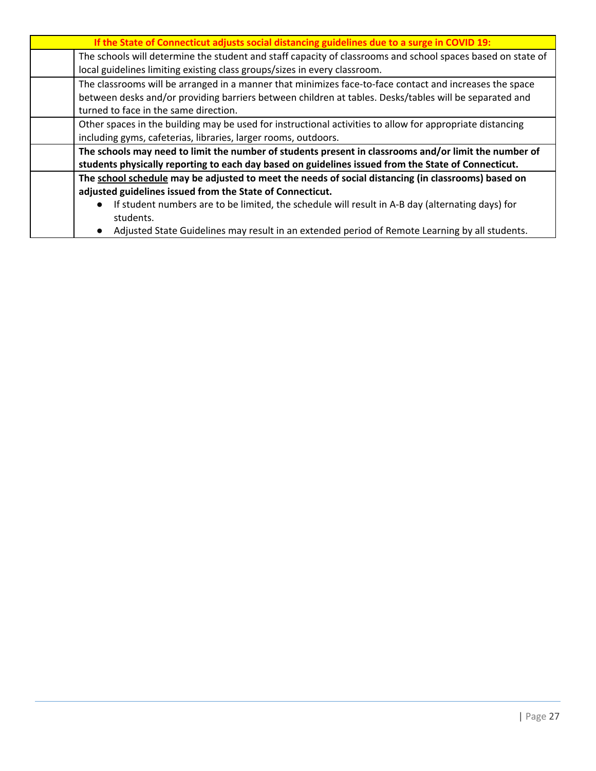| If the State of Connecticut adjusts social distancing guidelines due to a surge in COVID 19: | |
|---|---|
| | The schools will determine the student and staff capacity of classrooms and school spaces based on state of local guidelines limiting existing class groups/sizes in every classroom. |
| | The classrooms will be arranged in a manner that minimizes face-to-face contact and increases the space between desks and/or providing barriers between children at tables. Desks/tables will be separated and turned to face in the same direction. |
| | Other spaces in the building may be used for instructional activities to allow for appropriate distancing including gyms, cafeterias, libraries, larger rooms, outdoors. |
| | **The schools may need to limit the number of students present in classrooms and/or limit the number of students physically reporting to each day based on guidelines issued from the State of Connecticut.** |
| | **The school schedule may be adjusted to meet the needs of social distancing (in classrooms) based on adjusted guidelines issued from the State of Connecticut.**<br>● If student numbers are to be limited, the schedule will result in A-B day (alternating days) for students.<br>● Adjusted State Guidelines may result in an extended period of Remote Learning by all students. |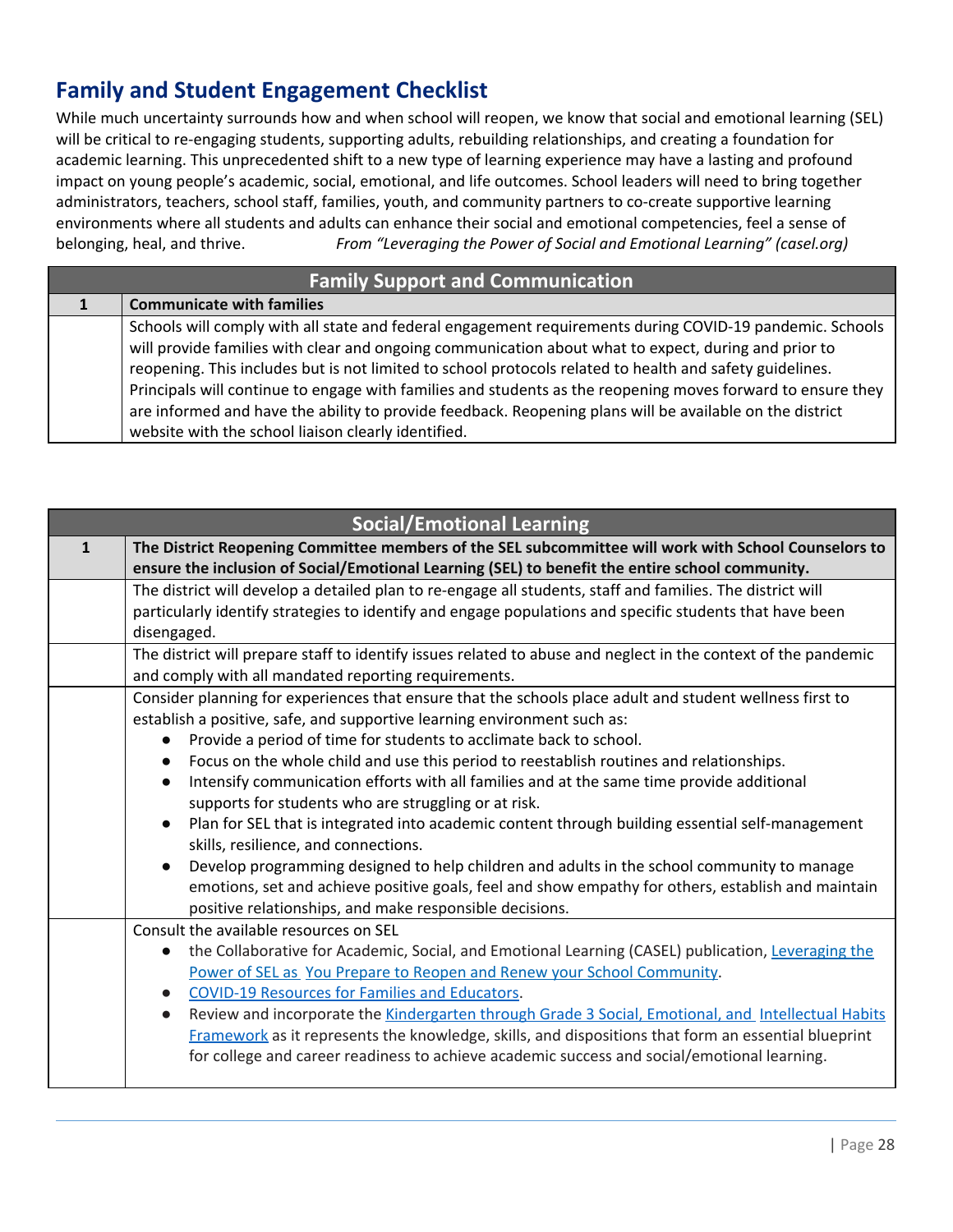## Family and Student Engagement Checklist

While much uncertainty surrounds how and when school will reopen, we know that social and emotional learning (SEL) will be critical to re-engaging students, supporting adults, rebuilding relationships, and creating a foundation for academic learning. This unprecedented shift to a new type of learning experience may have a lasting and profound impact on young people's academic, social, emotional, and life outcomes. School leaders will need to bring together administrators, teachers, school staff, families, youth, and community partners to co-create supportive learning environments where all students and adults can enhance their social and emotional competencies, feel a sense of belonging, heal, and thrive. *From "Leveraging the Power of Social and Emotional Learning" (casel.org)*

| Family Support and Communication | |
|---|---|
| **1** | **Communicate with families** |
| | Schools will comply with all state and federal engagement requirements during COVID-19 pandemic. Schools will provide families with clear and ongoing communication about what to expect, during and prior to reopening. This includes but is not limited to school protocols related to health and safety guidelines. Principals will continue to engage with families and students as the reopening moves forward to ensure they are informed and have the ability to provide feedback. Reopening plans will be available on the district website with the school liaison clearly identified. |

| Social/Emotional Learning | |
|---|---|
| **1** | **The District Reopening Committee members of the SEL subcommittee will work with School Counselors to ensure the inclusion of Social/Emotional Learning (SEL) to benefit the entire school community.** |
| | The district will develop a detailed plan to re-engage all students, staff and families. The district will particularly identify strategies to identify and engage populations and specific students that have been disengaged. |
| | The district will prepare staff to identify issues related to abuse and neglect in the context of the pandemic and comply with all mandated reporting requirements. |
| | Consider planning for experiences that ensure that the schools place adult and student wellness first to establish a positive, safe, and supportive learning environment such as:<br>● Provide a period of time for students to acclimate back to school.<br>● Focus on the whole child and use this period to reestablish routines and relationships.<br>● Intensify communication efforts with all families and at the same time provide additional supports for students who are struggling or at risk.<br>● Plan for SEL that is integrated into academic content through building essential self-management skills, resilience, and connections.<br>● Develop programming designed to help children and adults in the school community to manage emotions, set and achieve positive goals, feel and show empathy for others, establish and maintain positive relationships, and make responsible decisions. |
| | Consult the available resources on SEL<br>● the Collaborative for Academic, Social, and Emotional Learning (CASEL) publication, Leveraging the Power of SEL as You Prepare to Reopen and Renew your School Community.<br>● COVID-19 Resources for Families and Educators.<br>● Review and incorporate the Kindergarten through Grade 3 Social, Emotional, and Intellectual Habits Framework as it represents the knowledge, skills, and dispositions that form an essential blueprint for college and career readiness to achieve academic success and social/emotional learning. |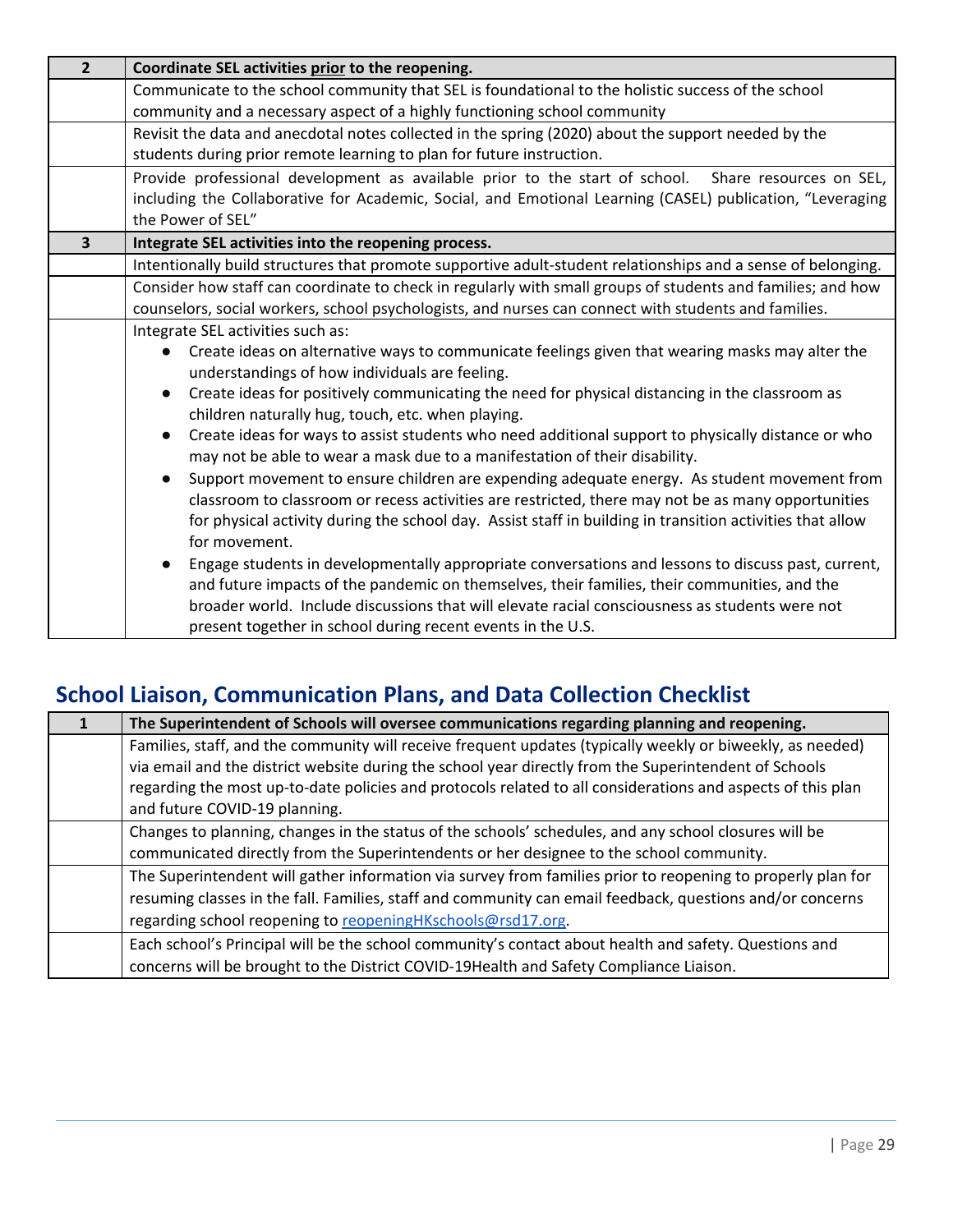| 2 | **Coordinate SEL activities <u>prior</u> to the reopening.** |
|---|---|
| | Communicate to the school community that SEL is foundational to the holistic success of the school community and a necessary aspect of a highly functioning school community |
| | Revisit the data and anecdotal notes collected in the spring (2020) about the support needed by the students during prior remote learning to plan for future instruction. |
| | Provide professional development as available prior to the start of school. Share resources on SEL, including the Collaborative for Academic, Social, and Emotional Learning (CASEL) publication, "Leveraging the Power of SEL" |
| **3** | **Integrate SEL activities into the reopening process.** |
| | Intentionally build structures that promote supportive adult-student relationships and a sense of belonging. |
| | Consider how staff can coordinate to check in regularly with small groups of students and families; and how counselors, social workers, school psychologists, and nurses can connect with students and families. |
| | Integrate SEL activities such as:<br>• Create ideas on alternative ways to communicate feelings given that wearing masks may alter the understandings of how individuals are feeling.<br>• Create ideas for positively communicating the need for physical distancing in the classroom as children naturally hug, touch, etc. when playing.<br>• Create ideas for ways to assist students who need additional support to physically distance or who may not be able to wear a mask due to a manifestation of their disability.<br>• Support movement to ensure children are expending adequate energy. As student movement from classroom to classroom or recess activities are restricted, there may not be as many opportunities for physical activity during the school day. Assist staff in building in transition activities that allow for movement.<br>• Engage students in developmentally appropriate conversations and lessons to discuss past, current, and future impacts of the pandemic on themselves, their families, their communities, and the broader world. Include discussions that will elevate racial consciousness as students were not present together in school during recent events in the U.S. |

## School Liaison, Communication Plans, and Data Collection Checklist

| 1 | **The Superintendent of Schools will oversee communications regarding planning and reopening.** |
|---|---|
| | Families, staff, and the community will receive frequent updates (typically weekly or biweekly, as needed) via email and the district website during the school year directly from the Superintendent of Schools regarding the most up-to-date policies and protocols related to all considerations and aspects of this plan and future COVID-19 planning. |
| | Changes to planning, changes in the status of the schools' schedules, and any school closures will be communicated directly from the Superintendents or her designee to the school community. |
| | The Superintendent will gather information via survey from families prior to reopening to properly plan for resuming classes in the fall. Families, staff and community can email feedback, questions and/or concerns regarding school reopening to reopeningHKschools@rsd17.org. |
| | Each school's Principal will be the school community's contact about health and safety. Questions and concerns will be brought to the District COVID-19Health and Safety Compliance Liaison. |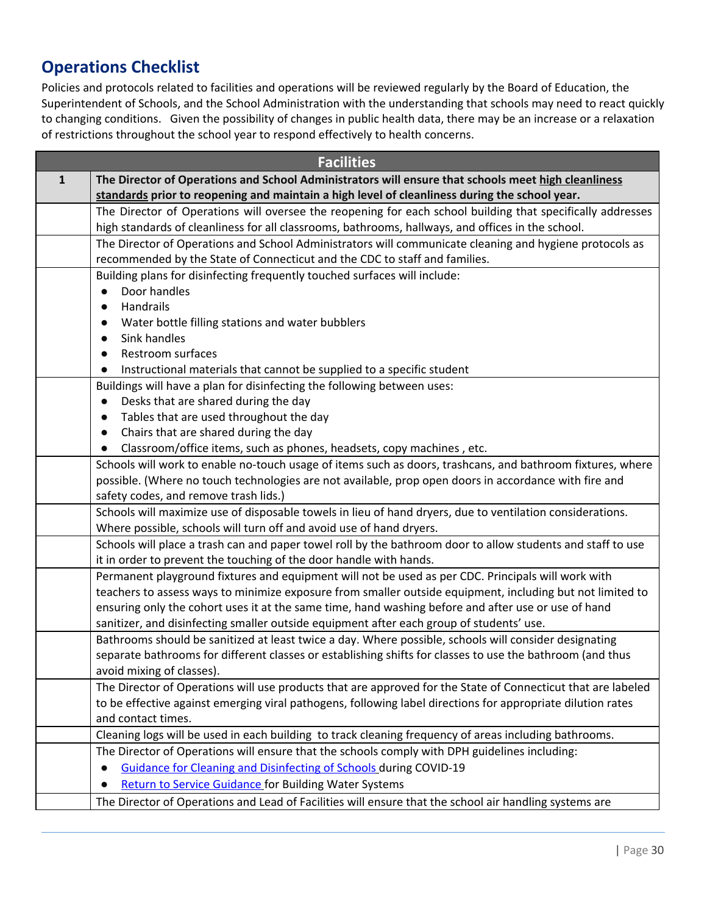## Operations Checklist

Policies and protocols related to facilities and operations will be reviewed regularly by the Board of Education, the Superintendent of Schools, and the School Administration with the understanding that schools may need to react quickly to changing conditions. Given the possibility of changes in public health data, there may be an increase or a relaxation of restrictions throughout the school year to respond effectively to health concerns.

| Facilities | |
|---|---|
| **1** | **The Director of Operations and School Administrators will ensure that schools meet <u>high cleanliness standards</u> prior to reopening and maintain a high level of cleanliness during the school year.** |
| | The Director of Operations will oversee the reopening for each school building that specifically addresses high standards of cleanliness for all classrooms, bathrooms, hallways, and offices in the school. |
| | The Director of Operations and School Administrators will communicate cleaning and hygiene protocols as recommended by the State of Connecticut and the CDC to staff and families. |
| | Building plans for disinfecting frequently touched surfaces will include:<br>● Door handles<br>● Handrails<br>● Water bottle filling stations and water bubblers<br>● Sink handles<br>● Restroom surfaces<br>● Instructional materials that cannot be supplied to a specific student |
| | Buildings will have a plan for disinfecting the following between uses:<br>● Desks that are shared during the day<br>● Tables that are used throughout the day<br>● Chairs that are shared during the day<br>● Classroom/office items, such as phones, headsets, copy machines , etc. |
| | Schools will work to enable no-touch usage of items such as doors, trashcans, and bathroom fixtures, where possible. (Where no touch technologies are not available, prop open doors in accordance with fire and safety codes, and remove trash lids.) |
| | Schools will maximize use of disposable towels in lieu of hand dryers, due to ventilation considerations. Where possible, schools will turn off and avoid use of hand dryers. |
| | Schools will place a trash can and paper towel roll by the bathroom door to allow students and staff to use it in order to prevent the touching of the door handle with hands. |
| | Permanent playground fixtures and equipment will not be used as per CDC. Principals will work with teachers to assess ways to minimize exposure from smaller outside equipment, including but not limited to ensuring only the cohort uses it at the same time, hand washing before and after use or use of hand sanitizer, and disinfecting smaller outside equipment after each group of students' use. |
| | Bathrooms should be sanitized at least twice a day. Where possible, schools will consider designating separate bathrooms for different classes or establishing shifts for classes to use the bathroom (and thus avoid mixing of classes). |
| | The Director of Operations will use products that are approved for the State of Connecticut that are labeled to be effective against emerging viral pathogens, following label directions for appropriate dilution rates and contact times. |
| | Cleaning logs will be used in each building to track cleaning frequency of areas including bathrooms. |
| | The Director of Operations will ensure that the schools comply with DPH guidelines including:<br>● Guidance for Cleaning and Disinfecting of Schools during COVID-19<br>● Return to Service Guidance for Building Water Systems |
| | The Director of Operations and Lead of Facilities will ensure that the school air handling systems are |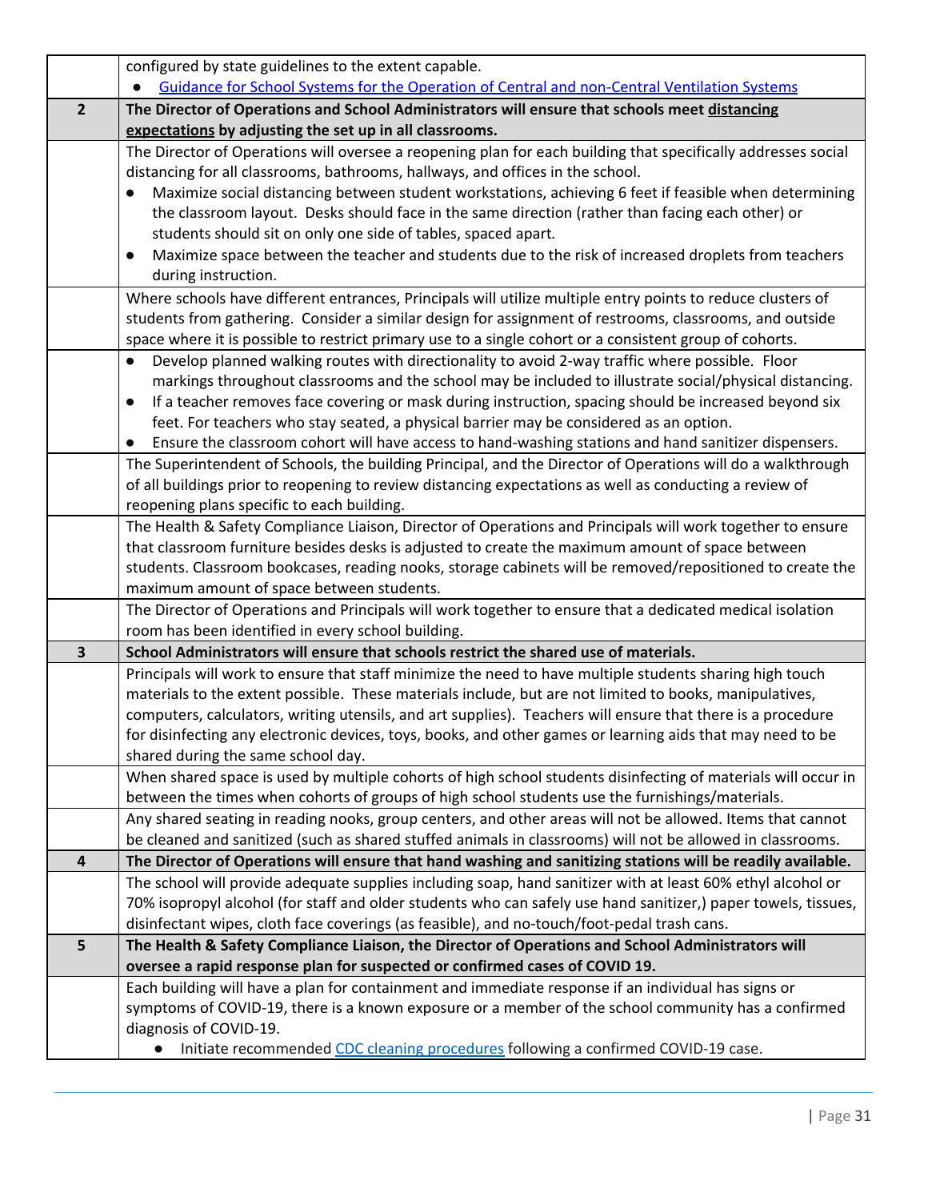| | |
|---|---|
| | configured by state guidelines to the extent capable.<br>● Guidance for School Systems for the Operation of Central and non-Central Ventilation Systems |
| **2** | **The Director of Operations and School Administrators will ensure that schools meet distancing expectations by adjusting the set up in all classrooms.** |
| | The Director of Operations will oversee a reopening plan for each building that specifically addresses social distancing for all classrooms, bathrooms, hallways, and offices in the school.<br>● Maximize social distancing between student workstations, achieving 6 feet if feasible when determining the classroom layout. Desks should face in the same direction (rather than facing each other) or students should sit on only one side of tables, spaced apart.<br>● Maximize space between the teacher and students due to the risk of increased droplets from teachers during instruction. |
| | Where schools have different entrances, Principals will utilize multiple entry points to reduce clusters of students from gathering. Consider a similar design for assignment of restrooms, classrooms, and outside space where it is possible to restrict primary use to a single cohort or a consistent group of cohorts. |
| | ● Develop planned walking routes with directionality to avoid 2-way traffic where possible. Floor markings throughout classrooms and the school may be included to illustrate social/physical distancing.<br>● If a teacher removes face covering or mask during instruction, spacing should be increased beyond six feet. For teachers who stay seated, a physical barrier may be considered as an option.<br>● Ensure the classroom cohort will have access to hand-washing stations and hand sanitizer dispensers. |
| | The Superintendent of Schools, the building Principal, and the Director of Operations will do a walkthrough of all buildings prior to reopening to review distancing expectations as well as conducting a review of reopening plans specific to each building. |
| | The Health & Safety Compliance Liaison, Director of Operations and Principals will work together to ensure that classroom furniture besides desks is adjusted to create the maximum amount of space between students. Classroom bookcases, reading nooks, storage cabinets will be removed/repositioned to create the maximum amount of space between students. |
| | The Director of Operations and Principals will work together to ensure that a dedicated medical isolation room has been identified in every school building. |
| **3** | **School Administrators will ensure that schools restrict the shared use of materials.** |
| | Principals will work to ensure that staff minimize the need to have multiple students sharing high touch materials to the extent possible. These materials include, but are not limited to books, manipulatives, computers, calculators, writing utensils, and art supplies). Teachers will ensure that there is a procedure for disinfecting any electronic devices, toys, books, and other games or learning aids that may need to be shared during the same school day. |
| | When shared space is used by multiple cohorts of high school students disinfecting of materials will occur in between the times when cohorts of groups of high school students use the furnishings/materials. |
| | Any shared seating in reading nooks, group centers, and other areas will not be allowed. Items that cannot be cleaned and sanitized (such as shared stuffed animals in classrooms) will not be allowed in classrooms. |
| **4** | **The Director of Operations will ensure that hand washing and sanitizing stations will be readily available.** |
| | The school will provide adequate supplies including soap, hand sanitizer with at least 60% ethyl alcohol or 70% isopropyl alcohol (for staff and older students who can safely use hand sanitizer,) paper towels, tissues, disinfectant wipes, cloth face coverings (as feasible), and no-touch/foot-pedal trash cans. |
| **5** | **The Health & Safety Compliance Liaison, the Director of Operations and School Administrators will oversee a rapid response plan for suspected or confirmed cases of COVID 19.** |
| | Each building will have a plan for containment and immediate response if an individual has signs or symptoms of COVID-19, there is a known exposure or a member of the school community has a confirmed diagnosis of COVID-19.<br>● Initiate recommended CDC cleaning procedures following a confirmed COVID-19 case. |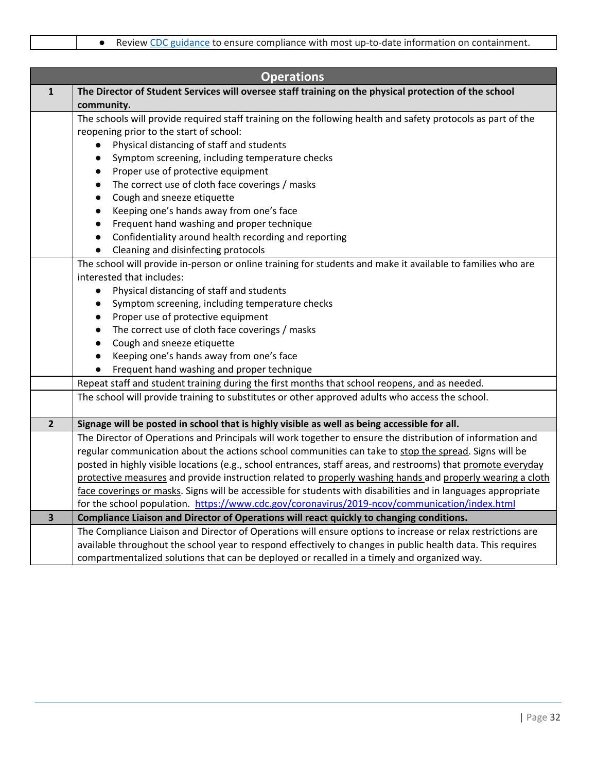| | • Review CDC guidance to ensure compliance with most up-to-date information on containment. |
|---|---|

| Operations | |
|---|---|
| **1** | **The Director of Student Services will oversee staff training on the physical protection of the school community.** |
| | The schools will provide required staff training on the following health and safety protocols as part of the reopening prior to the start of school:<br>• Physical distancing of staff and students<br>• Symptom screening, including temperature checks<br>• Proper use of protective equipment<br>• The correct use of cloth face coverings / masks<br>• Cough and sneeze etiquette<br>• Keeping one's hands away from one's face<br>• Frequent hand washing and proper technique<br>• Confidentiality around health recording and reporting<br>• Cleaning and disinfecting protocols |
| | The school will provide in-person or online training for students and make it available to families who are interested that includes:<br>• Physical distancing of staff and students<br>• Symptom screening, including temperature checks<br>• Proper use of protective equipment<br>• The correct use of cloth face coverings / masks<br>• Cough and sneeze etiquette<br>• Keeping one's hands away from one's face<br>• Frequent hand washing and proper technique |
| | Repeat staff and student training during the first months that school reopens, and as needed. |
| | The school will provide training to substitutes or other approved adults who access the school. |
| **2** | **Signage will be posted in school that is highly visible as well as being accessible for all.** |
| | The Director of Operations and Principals will work together to ensure the distribution of information and regular communication about the actions school communities can take to stop the spread. Signs will be posted in highly visible locations (e.g., school entrances, staff areas, and restrooms) that promote everyday protective measures and provide instruction related to properly washing hands and properly wearing a cloth face coverings or masks. Signs will be accessible for students with disabilities and in languages appropriate for the school population. https://www.cdc.gov/coronavirus/2019-ncov/communication/index.html |
| **3** | **Compliance Liaison and Director of Operations will react quickly to changing conditions.** |
| | The Compliance Liaison and Director of Operations will ensure options to increase or relax restrictions are available throughout the school year to respond effectively to changes in public health data. This requires compartmentalized solutions that can be deployed or recalled in a timely and organized way. |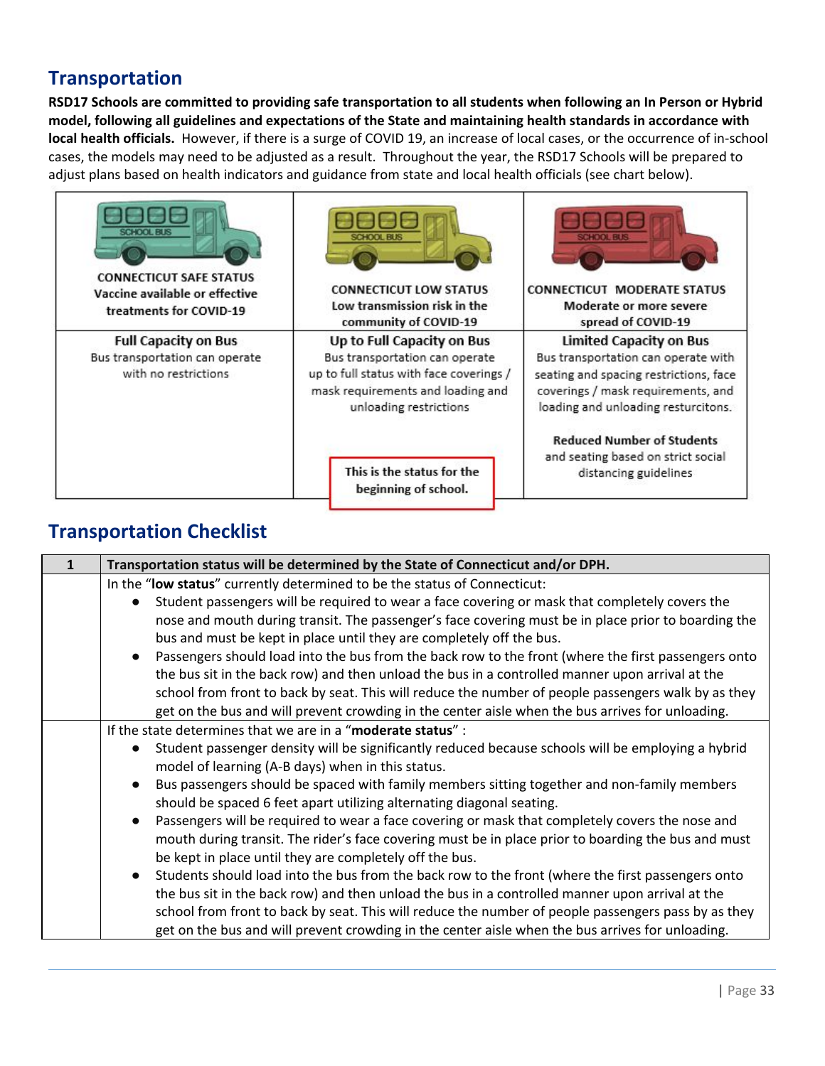## Transportation

**RSD17 Schools are committed to providing safe transportation to all students when following an In Person or Hybrid model, following all guidelines and expectations of the State and maintaining health standards in accordance with local health officials.** However, if there is a surge of COVID 19, an increase of local cases, or the occurrence of in-school cases, the models may need to be adjusted as a result. Throughout the year, the RSD17 Schools will be prepared to adjust plans based on health indicators and guidance from state and local health officials (see chart below).

| CONNECTICUT SAFE STATUS<br>Vaccine available or effective treatments for COVID-19 | CONNECTICUT LOW STATUS<br>Low transmission risk in the community of COVID-19 | CONNECTICUT MODERATE STATUS<br>Moderate or more severe spread of COVID-19 |
|---|---|---|
| **Full Capacity on Bus**<br>Bus transportation can operate with no restrictions | **Up to Full Capacity on Bus**<br>Bus transportation can operate up to full status with face coverings / mask requirements and loading and unloading restrictions<br><br>This is the status for the beginning of school. | **Limited Capacity on Bus**<br>Bus transportation can operate with seating and spacing restrictions, face coverings / mask requirements, and loading and unloading resturcitons.<br><br>**Reduced Number of Students** and seating based on strict social distancing guidelines |

## Transportation Checklist

| 1 | **Transportation status will be determined by the State of Connecticut and/or DPH.** |
|---|---|
| | In the "**low status**" currently determined to be the status of Connecticut:<br>● Student passengers will be required to wear a face covering or mask that completely covers the nose and mouth during transit. The passenger's face covering must be in place prior to boarding the bus and must be kept in place until they are completely off the bus.<br>● Passengers should load into the bus from the back row to the front (where the first passengers onto the bus sit in the back row) and then unload the bus in a controlled manner upon arrival at the school from front to back by seat. This will reduce the number of people passengers walk by as they get on the bus and will prevent crowding in the center aisle when the bus arrives for unloading. |
| | If the state determines that we are in a "**moderate status**" :<br>● Student passenger density will be significantly reduced because schools will be employing a hybrid model of learning (A-B days) when in this status.<br>● Bus passengers should be spaced with family members sitting together and non-family members should be spaced 6 feet apart utilizing alternating diagonal seating.<br>● Passengers will be required to wear a face covering or mask that completely covers the nose and mouth during transit. The rider's face covering must be in place prior to boarding the bus and must be kept in place until they are completely off the bus.<br>● Students should load into the bus from the back row to the front (where the first passengers onto the bus sit in the back row) and then unload the bus in a controlled manner upon arrival at the school from front to back by seat. This will reduce the number of people passengers pass by as they get on the bus and will prevent crowding in the center aisle when the bus arrives for unloading. |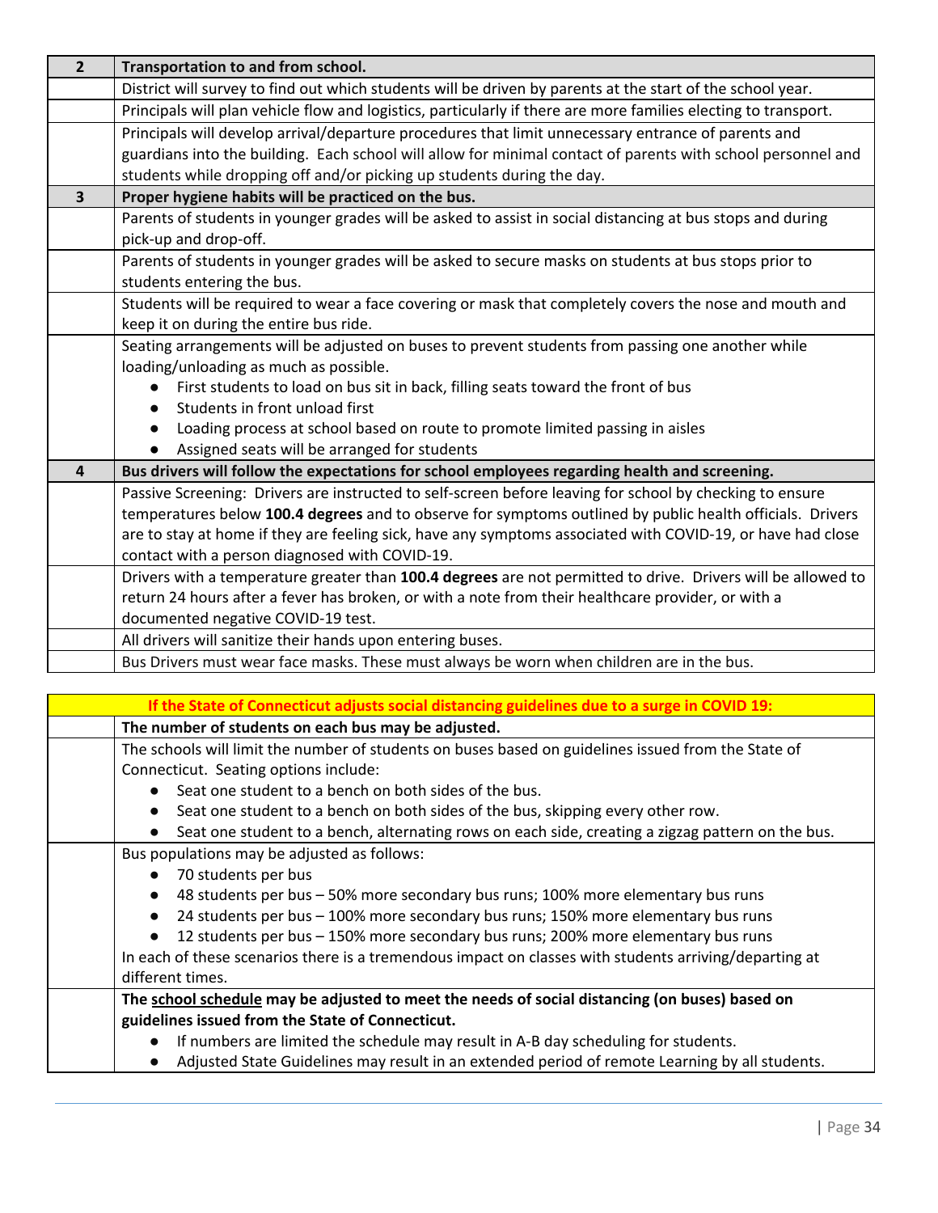| 2 | **Transportation to and from school.** |
|---|---|
| | District will survey to find out which students will be driven by parents at the start of the school year. |
| | Principals will plan vehicle flow and logistics, particularly if there are more families electing to transport. |
| | Principals will develop arrival/departure procedures that limit unnecessary entrance of parents and guardians into the building. Each school will allow for minimal contact of parents with school personnel and students while dropping off and/or picking up students during the day. |
| 3 | **Proper hygiene habits will be practiced on the bus.** |
| | Parents of students in younger grades will be asked to assist in social distancing at bus stops and during pick-up and drop-off. |
| | Parents of students in younger grades will be asked to secure masks on students at bus stops prior to students entering the bus. |
| | Students will be required to wear a face covering or mask that completely covers the nose and mouth and keep it on during the entire bus ride. |
| | Seating arrangements will be adjusted on buses to prevent students from passing one another while loading/unloading as much as possible.<br>• First students to load on bus sit in back, filling seats toward the front of bus<br>• Students in front unload first<br>• Loading process at school based on route to promote limited passing in aisles<br>• Assigned seats will be arranged for students |
| 4 | **Bus drivers will follow the expectations for school employees regarding health and screening.** |
| | Passive Screening: Drivers are instructed to self-screen before leaving for school by checking to ensure temperatures below **100.4 degrees** and to observe for symptoms outlined by public health officials. Drivers are to stay at home if they are feeling sick, have any symptoms associated with COVID-19, or have had close contact with a person diagnosed with COVID-19. |
| | Drivers with a temperature greater than **100.4 degrees** are not permitted to drive. Drivers will be allowed to return 24 hours after a fever has broken, or with a note from their healthcare provider, or with a documented negative COVID-19 test. |
| | All drivers will sanitize their hands upon entering buses. |
| | Bus Drivers must wear face masks. These must always be worn when children are in the bus. |

| | **If the State of Connecticut adjusts social distancing guidelines due to a surge in COVID 19:** |
|---|---|
| | **The number of students on each bus may be adjusted.** |
| | The schools will limit the number of students on buses based on guidelines issued from the State of Connecticut. Seating options include:<br>• Seat one student to a bench on both sides of the bus.<br>• Seat one student to a bench on both sides of the bus, skipping every other row.<br>• Seat one student to a bench, alternating rows on each side, creating a zigzag pattern on the bus. |
| | Bus populations may be adjusted as follows:<br>• 70 students per bus<br>• 48 students per bus – 50% more secondary bus runs; 100% more elementary bus runs<br>• 24 students per bus – 100% more secondary bus runs; 150% more elementary bus runs<br>• 12 students per bus – 150% more secondary bus runs; 200% more elementary bus runs<br>In each of these scenarios there is a tremendous impact on classes with students arriving/departing at different times. |
| | **The school schedule may be adjusted to meet the needs of social distancing (on buses) based on guidelines issued from the State of Connecticut.**<br>• If numbers are limited the schedule may result in A-B day scheduling for students.<br>• Adjusted State Guidelines may result in an extended period of remote Learning by all students. |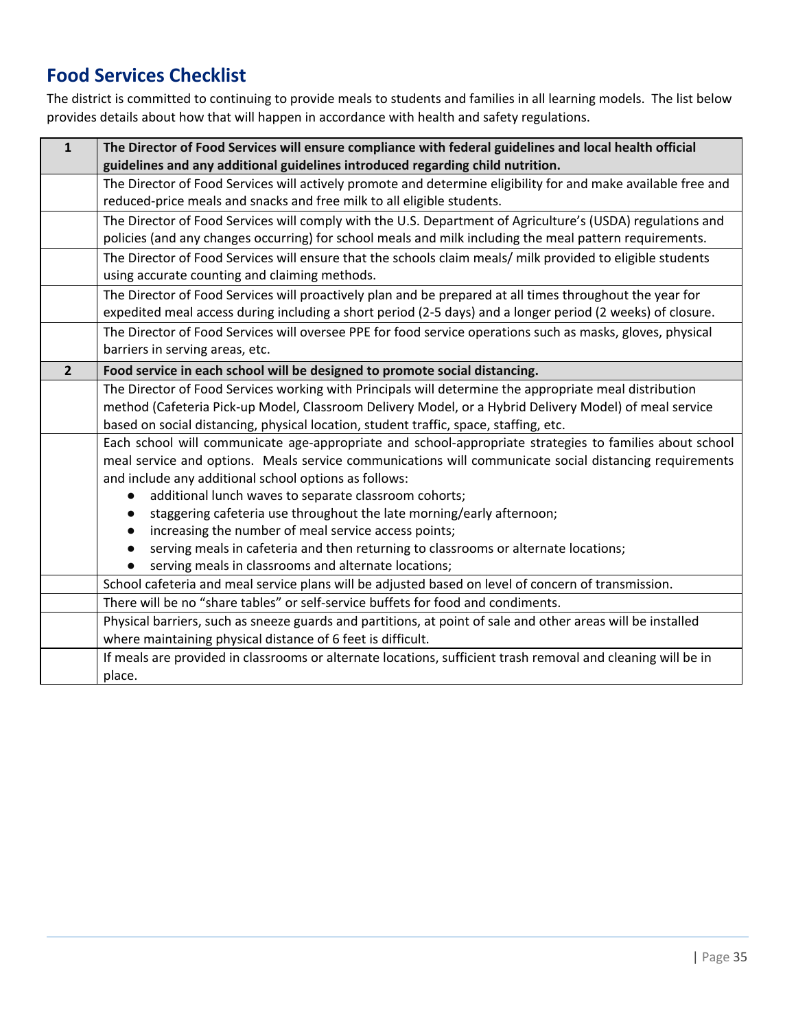## Food Services Checklist

The district is committed to continuing to provide meals to students and families in all learning models. The list below provides details about how that will happen in accordance with health and safety regulations.

| 1 | **The Director of Food Services will ensure compliance with federal guidelines and local health official guidelines and any additional guidelines introduced regarding child nutrition.** |
|---|---|
| | The Director of Food Services will actively promote and determine eligibility for and make available free and reduced-price meals and snacks and free milk to all eligible students. |
| | The Director of Food Services will comply with the U.S. Department of Agriculture's (USDA) regulations and policies (and any changes occurring) for school meals and milk including the meal pattern requirements. |
| | The Director of Food Services will ensure that the schools claim meals/ milk provided to eligible students using accurate counting and claiming methods. |
| | The Director of Food Services will proactively plan and be prepared at all times throughout the year for expedited meal access during including a short period (2-5 days) and a longer period (2 weeks) of closure. |
| | The Director of Food Services will oversee PPE for food service operations such as masks, gloves, physical barriers in serving areas, etc. |
| **2** | **Food service in each school will be designed to promote social distancing.** |
| | The Director of Food Services working with Principals will determine the appropriate meal distribution method (Cafeteria Pick-up Model, Classroom Delivery Model, or a Hybrid Delivery Model) of meal service based on social distancing, physical location, student traffic, space, staffing, etc. |
| | Each school will communicate age-appropriate and school-appropriate strategies to families about school meal service and options. Meals service communications will communicate social distancing requirements and include any additional school options as follows:<br>● additional lunch waves to separate classroom cohorts;<br>● staggering cafeteria use throughout the late morning/early afternoon;<br>● increasing the number of meal service access points;<br>● serving meals in cafeteria and then returning to classrooms or alternate locations;<br>● serving meals in classrooms and alternate locations; |
| | School cafeteria and meal service plans will be adjusted based on level of concern of transmission. |
| | There will be no "share tables" or self-service buffets for food and condiments. |
| | Physical barriers, such as sneeze guards and partitions, at point of sale and other areas will be installed where maintaining physical distance of 6 feet is difficult. |
| | If meals are provided in classrooms or alternate locations, sufficient trash removal and cleaning will be in place. |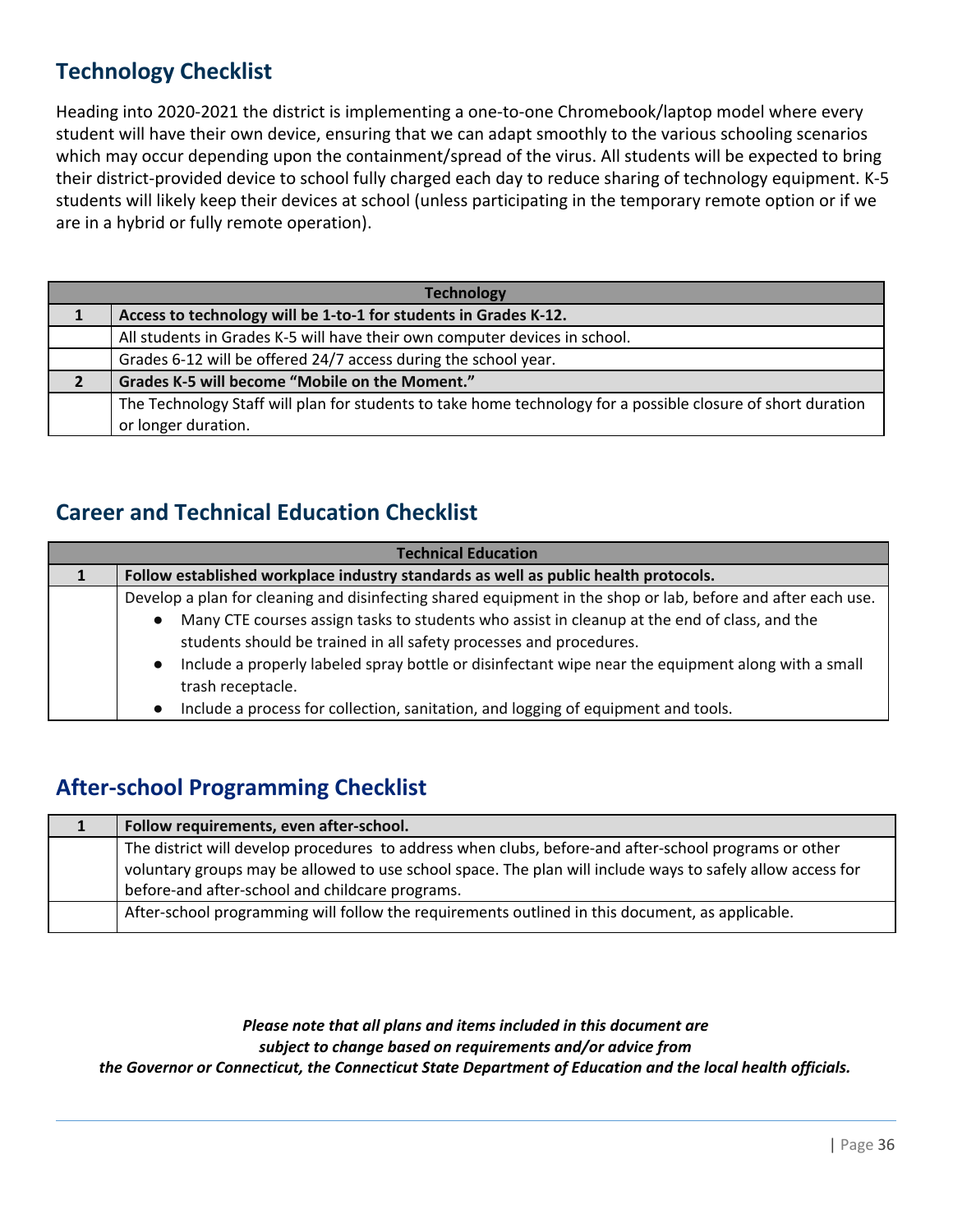## Technology Checklist

Heading into 2020-2021 the district is implementing a one-to-one Chromebook/laptop model where every student will have their own device, ensuring that we can adapt smoothly to the various schooling scenarios which may occur depending upon the containment/spread of the virus. All students will be expected to bring their district-provided device to school fully charged each day to reduce sharing of technology equipment. K-5 students will likely keep their devices at school (unless participating in the temporary remote option or if we are in a hybrid or fully remote operation).

| Technology | |
|---|---|
| **1** | **Access to technology will be 1-to-1 for students in Grades K-12.** |
| | All students in Grades K-5 will have their own computer devices in school. |
| | Grades 6-12 will be offered 24/7 access during the school year. |
| **2** | **Grades K-5 will become "Mobile on the Moment."** |
| | The Technology Staff will plan for students to take home technology for a possible closure of short duration or longer duration. |

## Career and Technical Education Checklist

| Technical Education | |
|---|---|
| **1** | **Follow established workplace industry standards as well as public health protocols.** |
| | Develop a plan for cleaning and disinfecting shared equipment in the shop or lab, before and after each use.<br>● Many CTE courses assign tasks to students who assist in cleanup at the end of class, and the students should be trained in all safety processes and procedures.<br>● Include a properly labeled spray bottle or disinfectant wipe near the equipment along with a small trash receptacle.<br>● Include a process for collection, sanitation, and logging of equipment and tools. |

## After-school Programming Checklist

| | |
|---|---|
| **1** | **Follow requirements, even after-school.** |
| | The district will develop procedures to address when clubs, before-and after-school programs or other voluntary groups may be allowed to use school space. The plan will include ways to safely allow access for before-and after-school and childcare programs. |
| | After-school programming will follow the requirements outlined in this document, as applicable. |

***Please note that all plans and items included in this document are subject to change based on requirements and/or advice from the Governor or Connecticut, the Connecticut State Department of Education and the local health officials.***